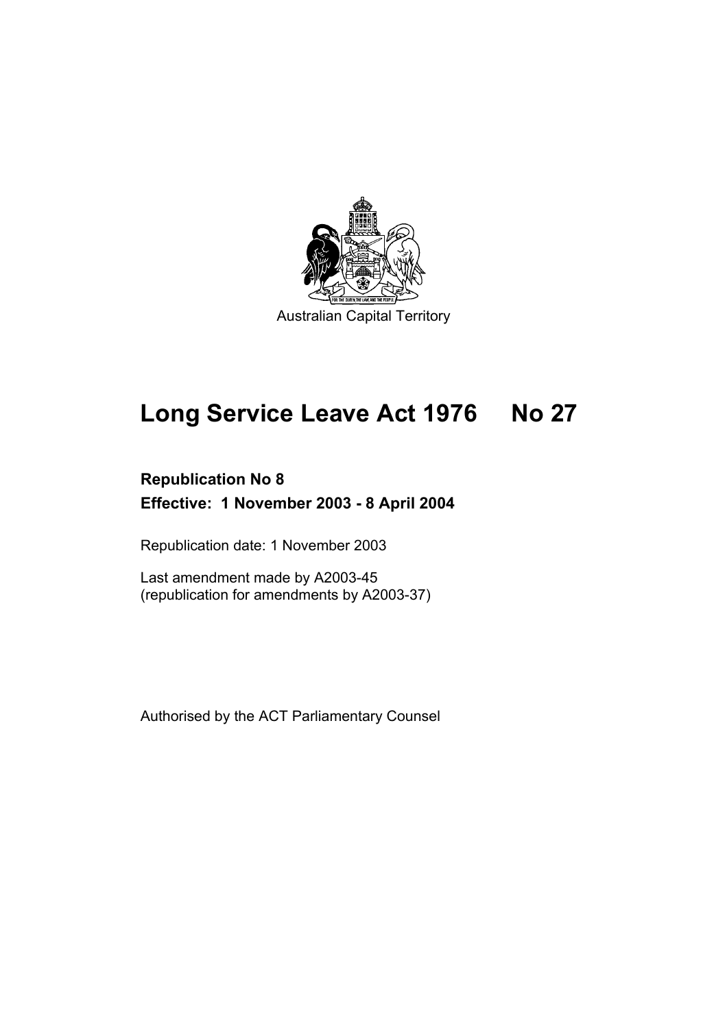Australian Capital Territory

# Long Service Leave Act 1976 No 27

**Republication No 8**

**Effective: 1 November 2003 - 8 April 2004**

Republication date: 1 November 2003

Last amendment made by A2003-45
(republication for amendments by A2003-37)

Authorised by the ACT Parliamentary Counsel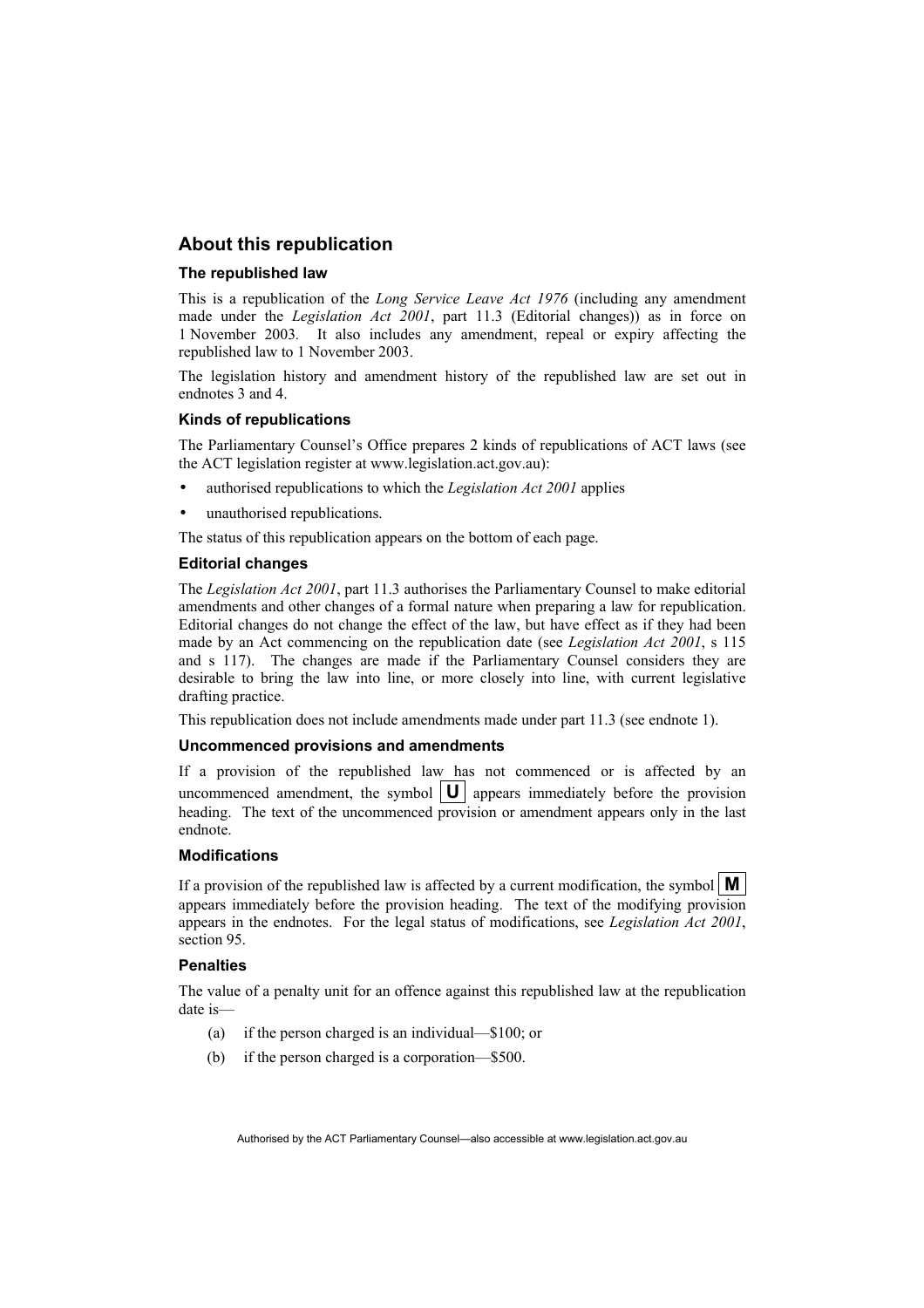## About this republication

### The republished law

This is a republication of the *Long Service Leave Act 1976* (including any amendment made under the *Legislation Act 2001*, part 11.3 (Editorial changes)) as in force on 1 November 2003. It also includes any amendment, repeal or expiry affecting the republished law to 1 November 2003.

The legislation history and amendment history of the republished law are set out in endnotes 3 and 4.

### Kinds of republications

The Parliamentary Counsel's Office prepares 2 kinds of republications of ACT laws (see the ACT legislation register at www.legislation.act.gov.au):

- authorised republications to which the *Legislation Act 2001* applies
- unauthorised republications.

The status of this republication appears on the bottom of each page.

### Editorial changes

The *Legislation Act 2001*, part 11.3 authorises the Parliamentary Counsel to make editorial amendments and other changes of a formal nature when preparing a law for republication. Editorial changes do not change the effect of the law, but have effect as if they had been made by an Act commencing on the republication date (see *Legislation Act 2001*, s 115 and s 117). The changes are made if the Parliamentary Counsel considers they are desirable to bring the law into line, or more closely into line, with current legislative drafting practice.

This republication does not include amendments made under part 11.3 (see endnote 1).

### Uncommenced provisions and amendments

If a provision of the republished law has not commenced or is affected by an uncommenced amendment, the symbol **U** appears immediately before the provision heading. The text of the uncommenced provision or amendment appears only in the last endnote.

### Modifications

If a provision of the republished law is affected by a current modification, the symbol **M** appears immediately before the provision heading. The text of the modifying provision appears in the endnotes. For the legal status of modifications, see *Legislation Act 2001*, section 95.

### Penalties

The value of a penalty unit for an offence against this republished law at the republication date is—

(a) if the person charged is an individual—$100; or

(b) if the person charged is a corporation—$500.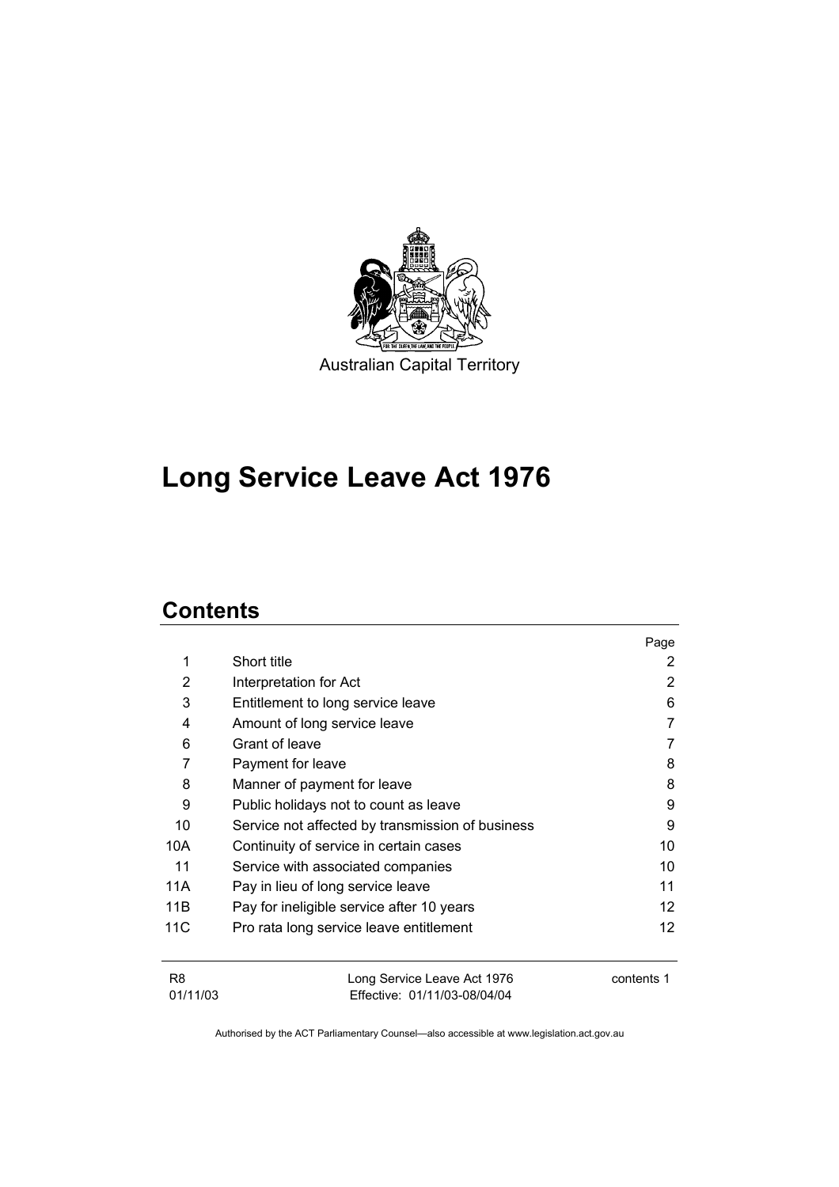Australian Capital Territory

# Long Service Leave Act 1976

## Contents

| | | Page |
|---|---|---|
| 1 | Short title | 2 |
| 2 | Interpretation for Act | 2 |
| 3 | Entitlement to long service leave | 6 |
| 4 | Amount of long service leave | 7 |
| 6 | Grant of leave | 7 |
| 7 | Payment for leave | 8 |
| 8 | Manner of payment for leave | 8 |
| 9 | Public holidays not to count as leave | 9 |
| 10 | Service not affected by transmission of business | 9 |
| 10A | Continuity of service in certain cases | 10 |
| 11 | Service with associated companies | 10 |
| 11A | Pay in lieu of long service leave | 11 |
| 11B | Pay for ineligible service after 10 years | 12 |
| 11C | Pro rata long service leave entitlement | 12 |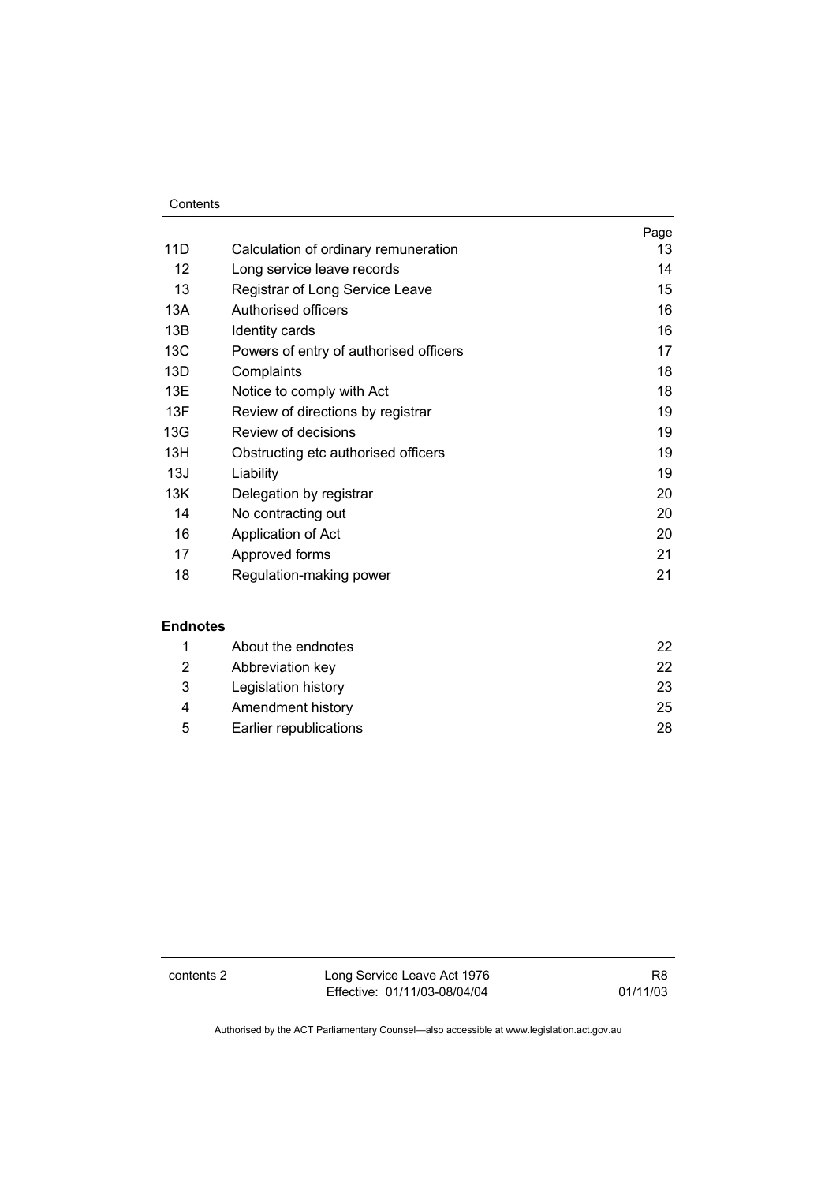| | | Page |
|---|---|---|
| 11D | Calculation of ordinary remuneration | 13 |
| 12 | Long service leave records | 14 |
| 13 | Registrar of Long Service Leave | 15 |
| 13A | Authorised officers | 16 |
| 13B | Identity cards | 16 |
| 13C | Powers of entry of authorised officers | 17 |
| 13D | Complaints | 18 |
| 13E | Notice to comply with Act | 18 |
| 13F | Review of directions by registrar | 19 |
| 13G | Review of decisions | 19 |
| 13H | Obstructing etc authorised officers | 19 |
| 13J | Liability | 19 |
| 13K | Delegation by registrar | 20 |
| 14 | No contracting out | 20 |
| 16 | Application of Act | 20 |
| 17 | Approved forms | 21 |
| 18 | Regulation-making power | 21 |

**Endnotes**

| | | |
|---|---|---|
| 1 | About the endnotes | 22 |
| 2 | Abbreviation key | 22 |
| 3 | Legislation history | 23 |
| 4 | Amendment history | 25 |
| 5 | Earlier republications | 28 |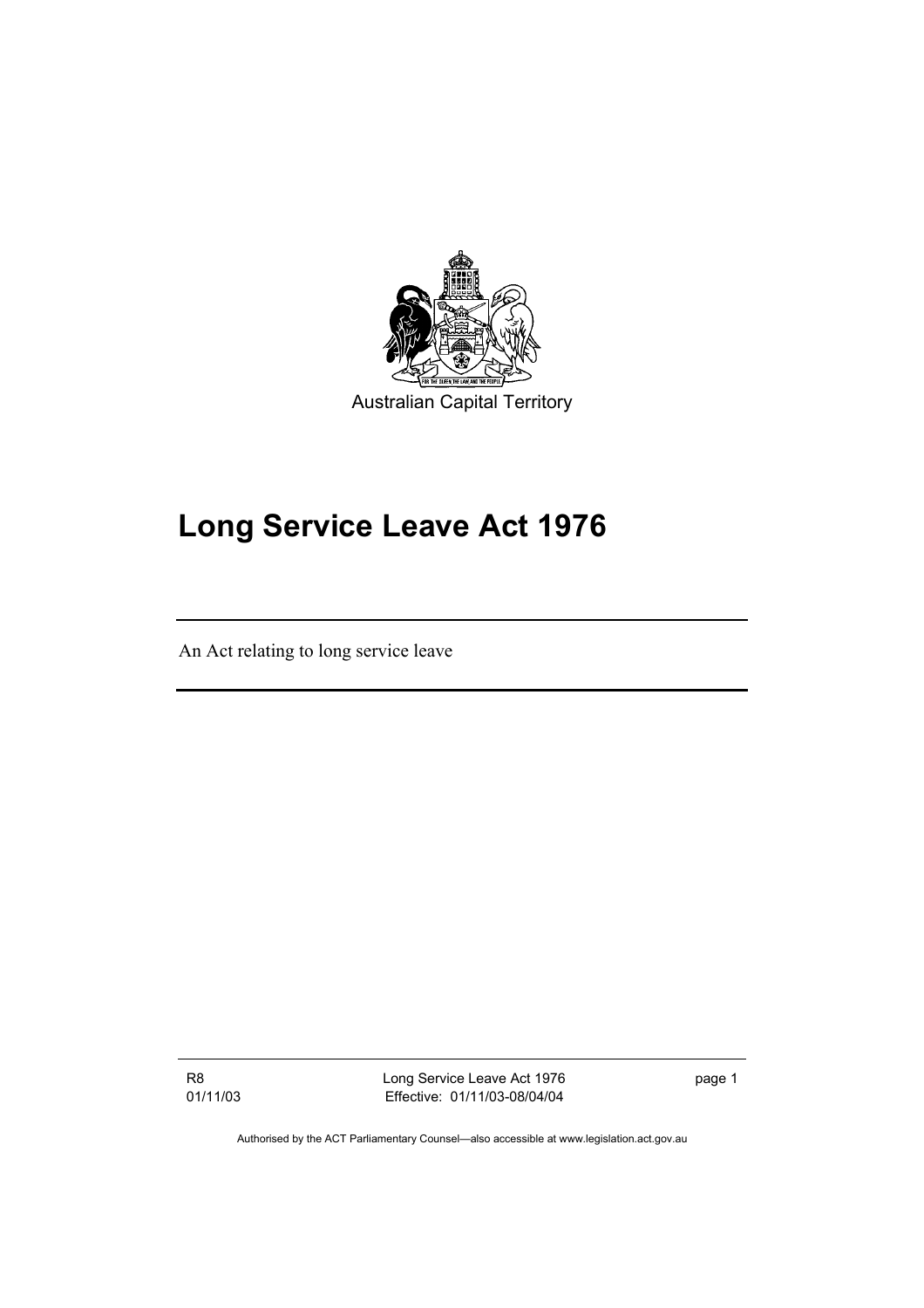Australian Capital Territory

# Long Service Leave Act 1976

An Act relating to long service leave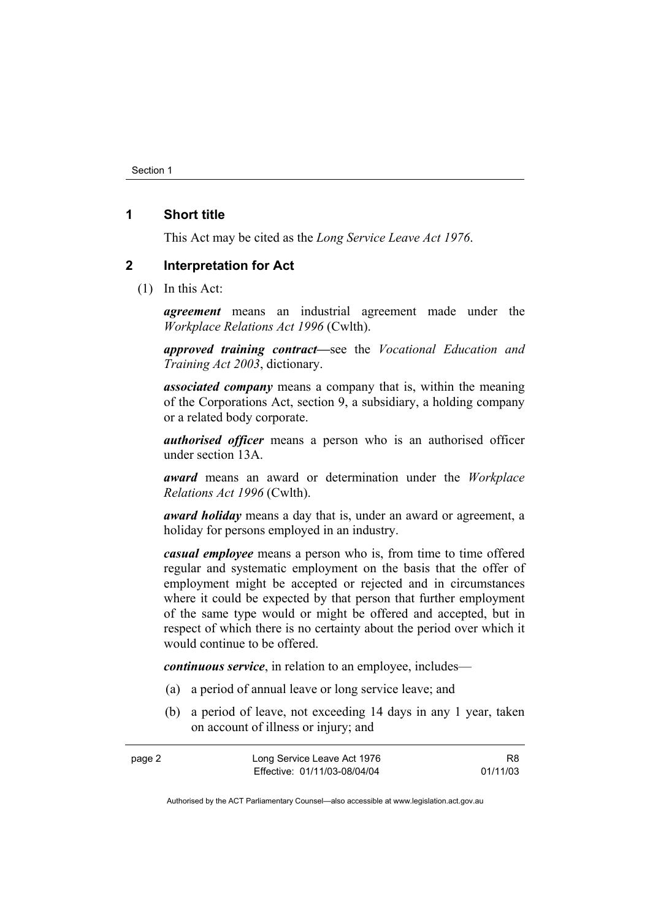## 1 Short title

This Act may be cited as the *Long Service Leave Act 1976*.

## 2 Interpretation for Act

(1) In this Act:

***agreement*** means an industrial agreement made under the *Workplace Relations Act 1996* (Cwlth).

***approved training contract***—see the *Vocational Education and Training Act 2003*, dictionary.

***associated company*** means a company that is, within the meaning of the Corporations Act, section 9, a subsidiary, a holding company or a related body corporate.

***authorised officer*** means a person who is an authorised officer under section 13A.

***award*** means an award or determination under the *Workplace Relations Act 1996* (Cwlth).

***award holiday*** means a day that is, under an award or agreement, a holiday for persons employed in an industry.

***casual employee*** means a person who is, from time to time offered regular and systematic employment on the basis that the offer of employment might be accepted or rejected and in circumstances where it could be expected by that person that further employment of the same type would or might be offered and accepted, but in respect of which there is no certainty about the period over which it would continue to be offered.

***continuous service***, in relation to an employee, includes—

(a) a period of annual leave or long service leave; and

(b) a period of leave, not exceeding 14 days in any 1 year, taken on account of illness or injury; and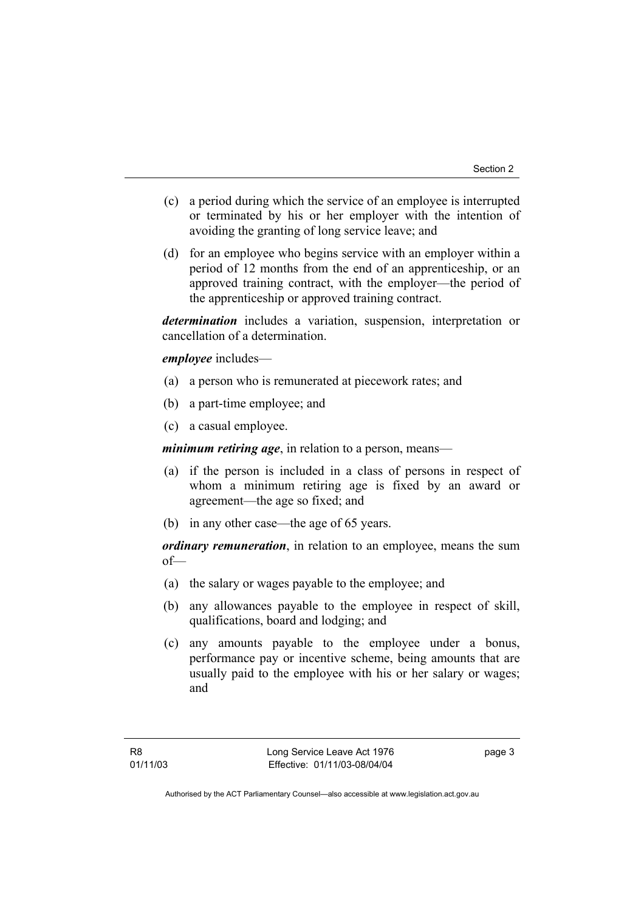(c) a period during which the service of an employee is interrupted or terminated by his or her employer with the intention of avoiding the granting of long service leave; and

(d) for an employee who begins service with an employer within a period of 12 months from the end of an apprenticeship, or an approved training contract, with the employer—the period of the apprenticeship or approved training contract.

***determination*** includes a variation, suspension, interpretation or cancellation of a determination.

***employee*** includes—

(a) a person who is remunerated at piecework rates; and

(b) a part-time employee; and

(c) a casual employee.

***minimum retiring age***, in relation to a person, means—

(a) if the person is included in a class of persons in respect of whom a minimum retiring age is fixed by an award or agreement—the age so fixed; and

(b) in any other case—the age of 65 years.

***ordinary remuneration***, in relation to an employee, means the sum of—

(a) the salary or wages payable to the employee; and

(b) any allowances payable to the employee in respect of skill, qualifications, board and lodging; and

(c) any amounts payable to the employee under a bonus, performance pay or incentive scheme, being amounts that are usually paid to the employee with his or her salary or wages; and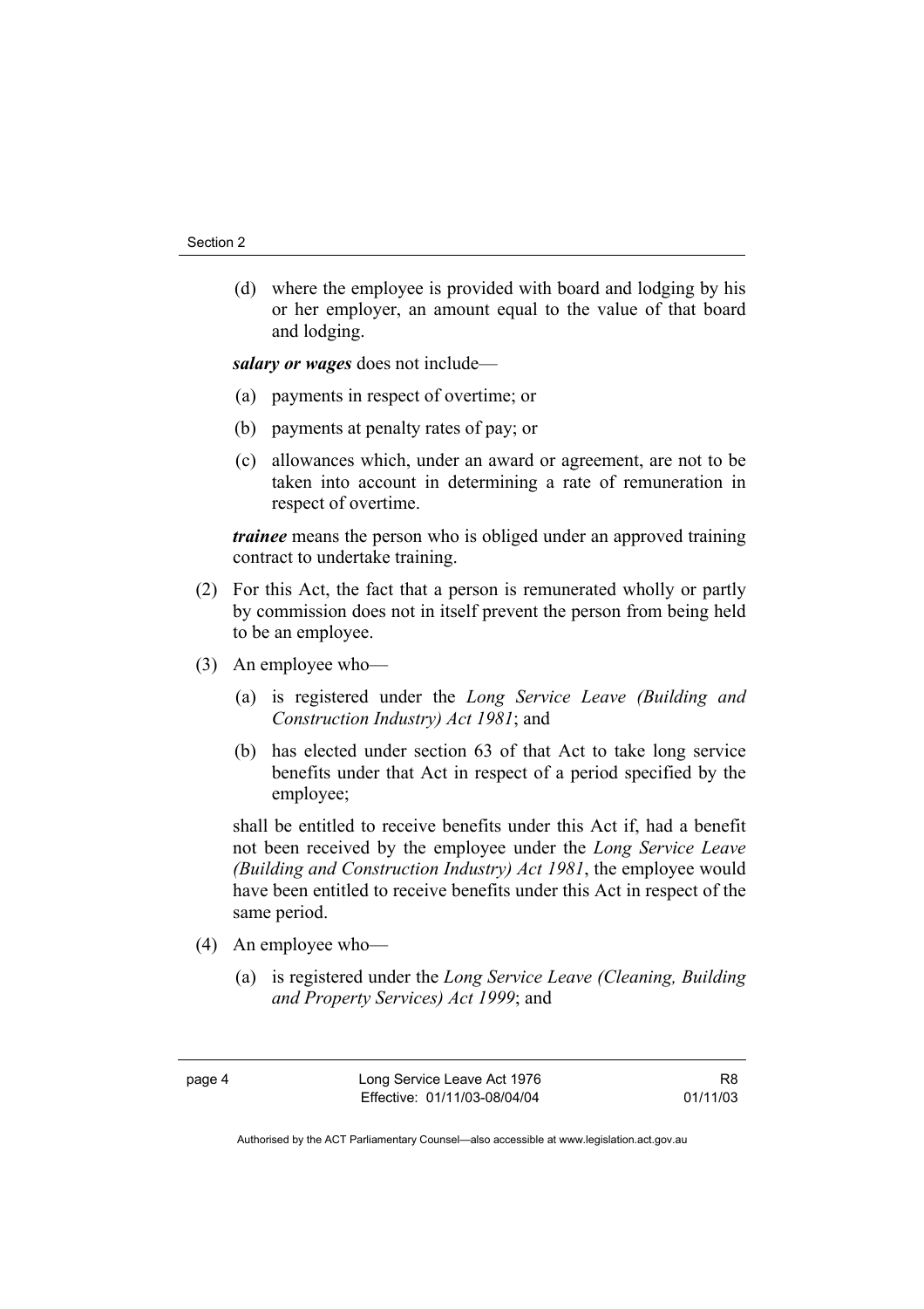(d) where the employee is provided with board and lodging by his or her employer, an amount equal to the value of that board and lodging.

***salary or wages*** does not include—

(a) payments in respect of overtime; or

(b) payments at penalty rates of pay; or

(c) allowances which, under an award or agreement, are not to be taken into account in determining a rate of remuneration in respect of overtime.

***trainee*** means the person who is obliged under an approved training contract to undertake training.

(2) For this Act, the fact that a person is remunerated wholly or partly by commission does not in itself prevent the person from being held to be an employee.

(3) An employee who—

(a) is registered under the *Long Service Leave (Building and Construction Industry) Act 1981*; and

(b) has elected under section 63 of that Act to take long service benefits under that Act in respect of a period specified by the employee;

shall be entitled to receive benefits under this Act if, had a benefit not been received by the employee under the *Long Service Leave (Building and Construction Industry) Act 1981*, the employee would have been entitled to receive benefits under this Act in respect of the same period.

(4) An employee who—

(a) is registered under the *Long Service Leave (Cleaning, Building and Property Services) Act 1999*; and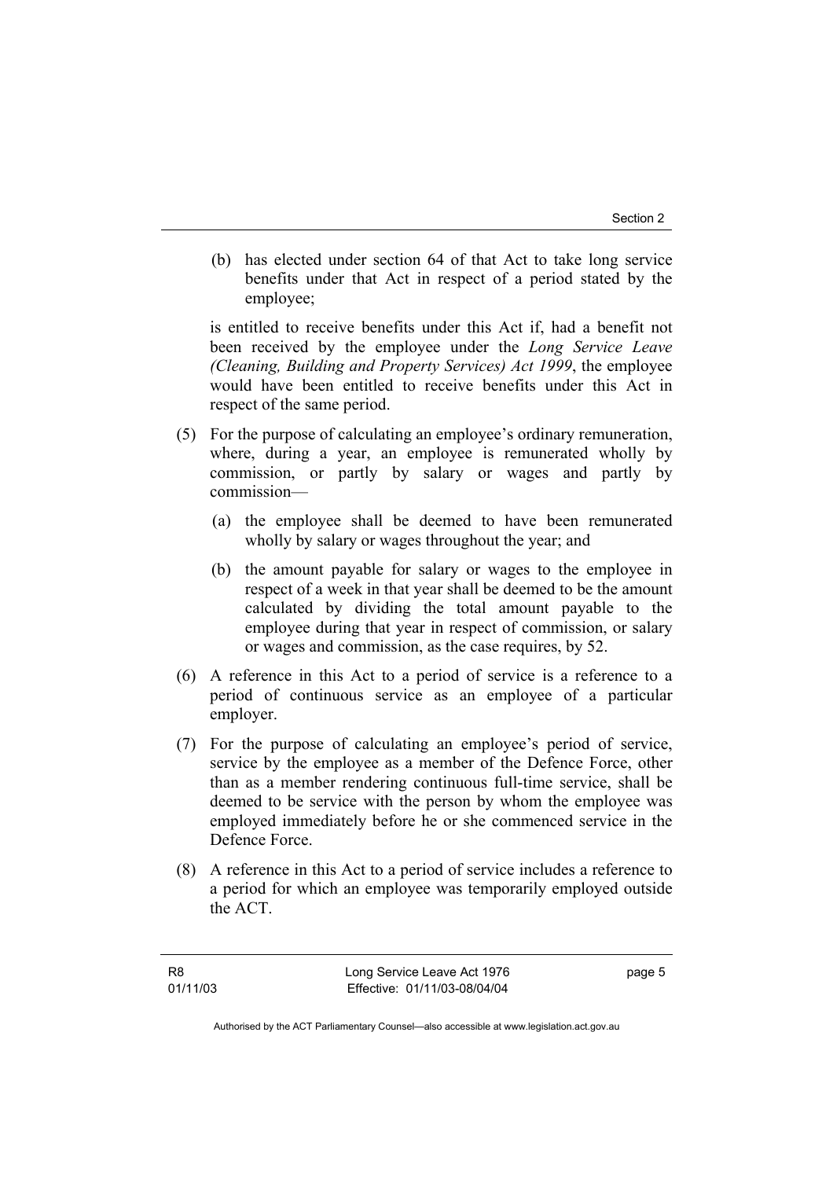(b) has elected under section 64 of that Act to take long service benefits under that Act in respect of a period stated by the employee;

is entitled to receive benefits under this Act if, had a benefit not been received by the employee under the *Long Service Leave (Cleaning, Building and Property Services) Act 1999*, the employee would have been entitled to receive benefits under this Act in respect of the same period.

(5) For the purpose of calculating an employee's ordinary remuneration, where, during a year, an employee is remunerated wholly by commission, or partly by salary or wages and partly by commission—

(a) the employee shall be deemed to have been remunerated wholly by salary or wages throughout the year; and

(b) the amount payable for salary or wages to the employee in respect of a week in that year shall be deemed to be the amount calculated by dividing the total amount payable to the employee during that year in respect of commission, or salary or wages and commission, as the case requires, by 52.

(6) A reference in this Act to a period of service is a reference to a period of continuous service as an employee of a particular employer.

(7) For the purpose of calculating an employee's period of service, service by the employee as a member of the Defence Force, other than as a member rendering continuous full-time service, shall be deemed to be service with the person by whom the employee was employed immediately before he or she commenced service in the Defence Force.

(8) A reference in this Act to a period of service includes a reference to a period for which an employee was temporarily employed outside the ACT.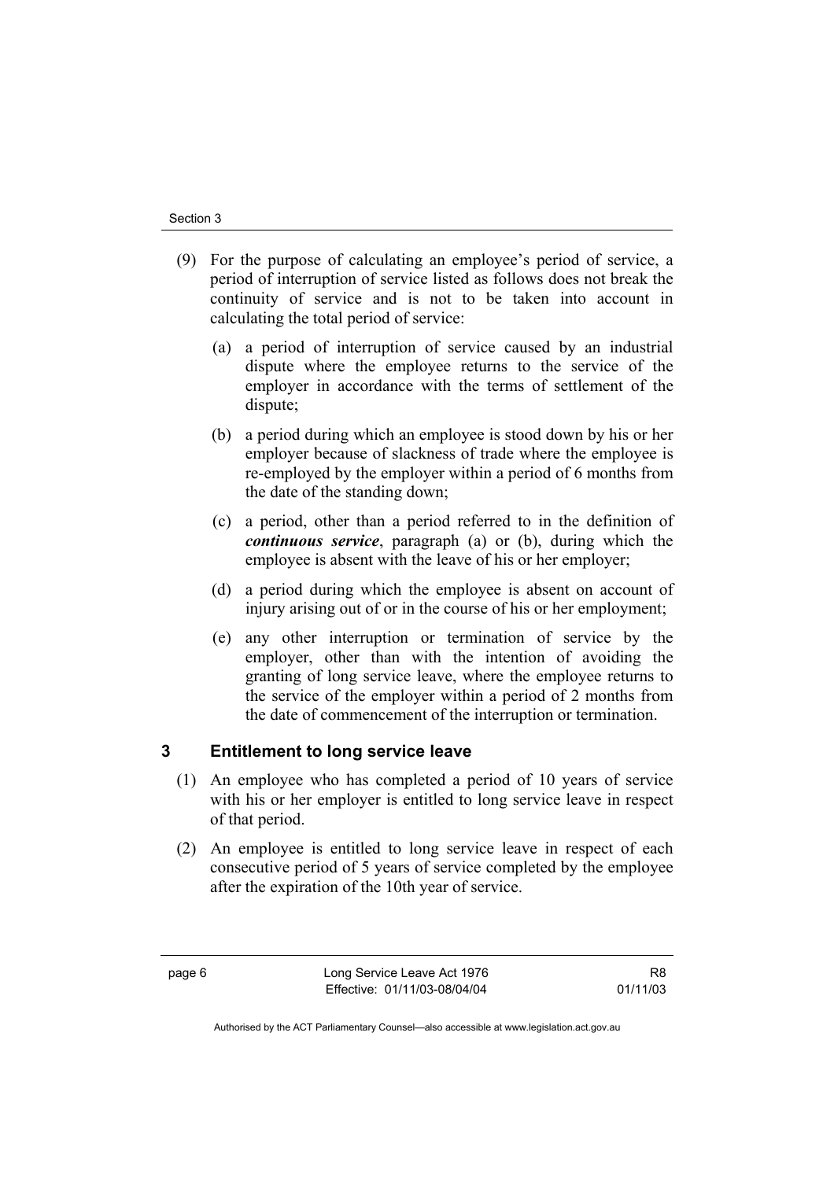(9) For the purpose of calculating an employee's period of service, a period of interruption of service listed as follows does not break the continuity of service and is not to be taken into account in calculating the total period of service:

(a) a period of interruption of service caused by an industrial dispute where the employee returns to the service of the employer in accordance with the terms of settlement of the dispute;

(b) a period during which an employee is stood down by his or her employer because of slackness of trade where the employee is re-employed by the employer within a period of 6 months from the date of the standing down;

(c) a period, other than a period referred to in the definition of ***continuous service***, paragraph (a) or (b), during which the employee is absent with the leave of his or her employer;

(d) a period during which the employee is absent on account of injury arising out of or in the course of his or her employment;

(e) any other interruption or termination of service by the employer, other than with the intention of avoiding the granting of long service leave, where the employee returns to the service of the employer within a period of 2 months from the date of commencement of the interruption or termination.

## 3 Entitlement to long service leave

(1) An employee who has completed a period of 10 years of service with his or her employer is entitled to long service leave in respect of that period.

(2) An employee is entitled to long service leave in respect of each consecutive period of 5 years of service completed by the employee after the expiration of the 10th year of service.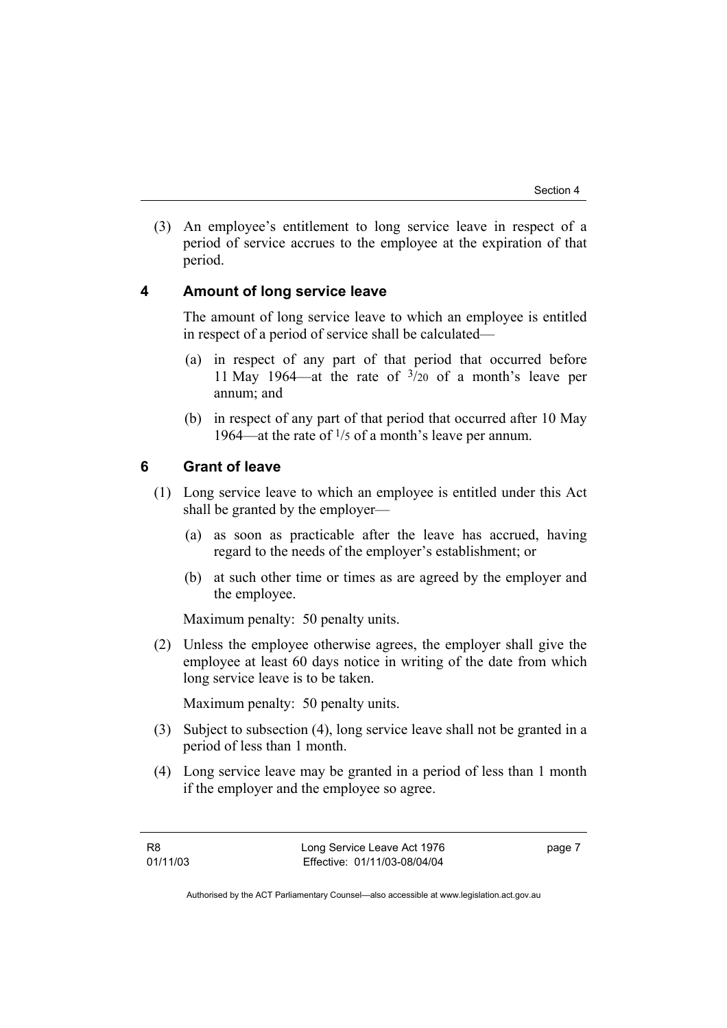(3) An employee's entitlement to long service leave in respect of a period of service accrues to the employee at the expiration of that period.

## 4 Amount of long service leave

The amount of long service leave to which an employee is entitled in respect of a period of service shall be calculated—

(a) in respect of any part of that period that occurred before 11 May 1964—at the rate of $3/20$ of a month's leave per annum; and

(b) in respect of any part of that period that occurred after 10 May 1964—at the rate of $1/5$ of a month's leave per annum.

## 6 Grant of leave

(1) Long service leave to which an employee is entitled under this Act shall be granted by the employer—

(a) as soon as practicable after the leave has accrued, having regard to the needs of the employer's establishment; or

(b) at such other time or times as are agreed by the employer and the employee.

Maximum penalty: 50 penalty units.

(2) Unless the employee otherwise agrees, the employer shall give the employee at least 60 days notice in writing of the date from which long service leave is to be taken.

Maximum penalty: 50 penalty units.

(3) Subject to subsection (4), long service leave shall not be granted in a period of less than 1 month.

(4) Long service leave may be granted in a period of less than 1 month if the employer and the employee so agree.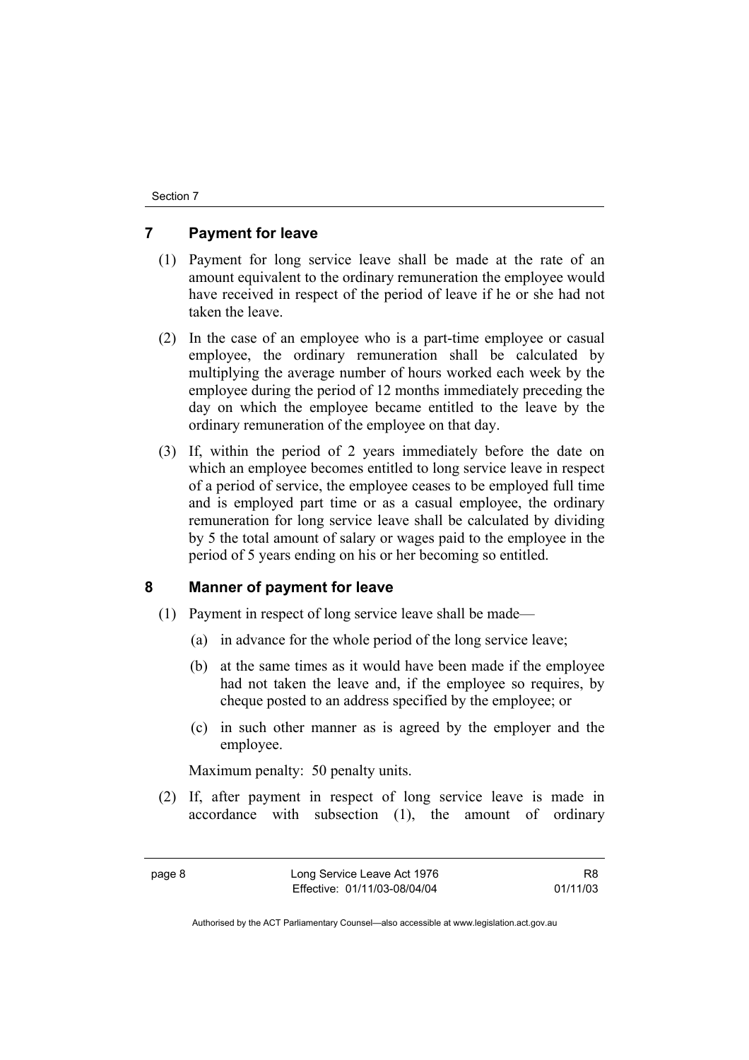## 7 Payment for leave

(1) Payment for long service leave shall be made at the rate of an amount equivalent to the ordinary remuneration the employee would have received in respect of the period of leave if he or she had not taken the leave.

(2) In the case of an employee who is a part-time employee or casual employee, the ordinary remuneration shall be calculated by multiplying the average number of hours worked each week by the employee during the period of 12 months immediately preceding the day on which the employee became entitled to the leave by the ordinary remuneration of the employee on that day.

(3) If, within the period of 2 years immediately before the date on which an employee becomes entitled to long service leave in respect of a period of service, the employee ceases to be employed full time and is employed part time or as a casual employee, the ordinary remuneration for long service leave shall be calculated by dividing by 5 the total amount of salary or wages paid to the employee in the period of 5 years ending on his or her becoming so entitled.

## 8 Manner of payment for leave

(1) Payment in respect of long service leave shall be made—

(a) in advance for the whole period of the long service leave;

(b) at the same times as it would have been made if the employee had not taken the leave and, if the employee so requires, by cheque posted to an address specified by the employee; or

(c) in such other manner as is agreed by the employer and the employee.

Maximum penalty: 50 penalty units.

(2) If, after payment in respect of long service leave is made in accordance with subsection (1), the amount of ordinary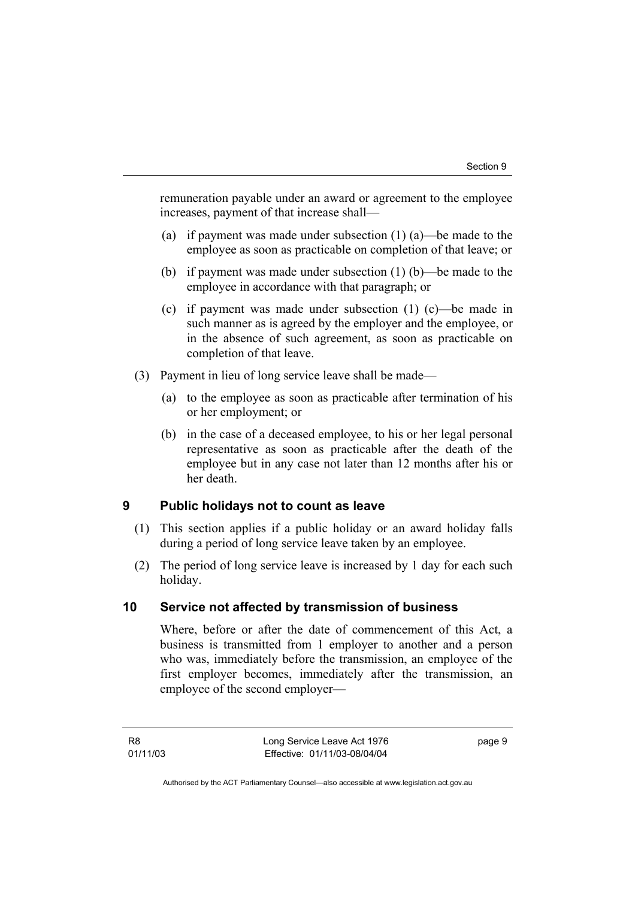remuneration payable under an award or agreement to the employee increases, payment of that increase shall—

(a) if payment was made under subsection (1) (a)—be made to the employee as soon as practicable on completion of that leave; or

(b) if payment was made under subsection (1) (b)—be made to the employee in accordance with that paragraph; or

(c) if payment was made under subsection (1) (c)—be made in such manner as is agreed by the employer and the employee, or in the absence of such agreement, as soon as practicable on completion of that leave.

(3) Payment in lieu of long service leave shall be made—

(a) to the employee as soon as practicable after termination of his or her employment; or

(b) in the case of a deceased employee, to his or her legal personal representative as soon as practicable after the death of the employee but in any case not later than 12 months after his or her death.

## 9 Public holidays not to count as leave

(1) This section applies if a public holiday or an award holiday falls during a period of long service leave taken by an employee.

(2) The period of long service leave is increased by 1 day for each such holiday.

## 10 Service not affected by transmission of business

Where, before or after the date of commencement of this Act, a business is transmitted from 1 employer to another and a person who was, immediately before the transmission, an employee of the first employer becomes, immediately after the transmission, an employee of the second employer—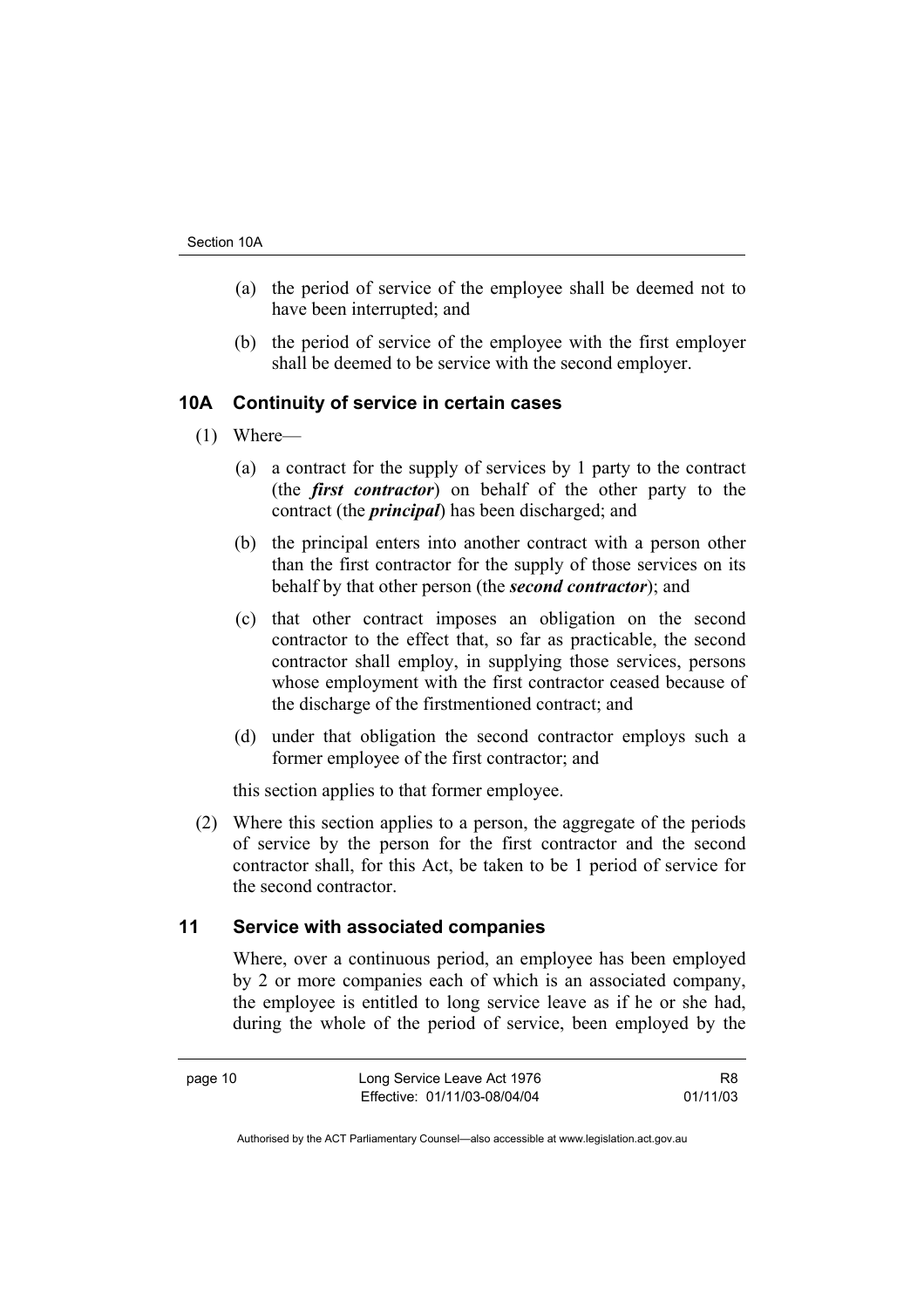(a) the period of service of the employee shall be deemed not to have been interrupted; and

(b) the period of service of the employee with the first employer shall be deemed to be service with the second employer.

## 10A Continuity of service in certain cases

(1) Where—

(a) a contract for the supply of services by 1 party to the contract (the ***first contractor***) on behalf of the other party to the contract (the ***principal***) has been discharged; and

(b) the principal enters into another contract with a person other than the first contractor for the supply of those services on its behalf by that other person (the ***second contractor***); and

(c) that other contract imposes an obligation on the second contractor to the effect that, so far as practicable, the second contractor shall employ, in supplying those services, persons whose employment with the first contractor ceased because of the discharge of the firstmentioned contract; and

(d) under that obligation the second contractor employs such a former employee of the first contractor; and

this section applies to that former employee.

(2) Where this section applies to a person, the aggregate of the periods of service by the person for the first contractor and the second contractor shall, for this Act, be taken to be 1 period of service for the second contractor.

## 11 Service with associated companies

Where, over a continuous period, an employee has been employed by 2 or more companies each of which is an associated company, the employee is entitled to long service leave as if he or she had, during the whole of the period of service, been employed by the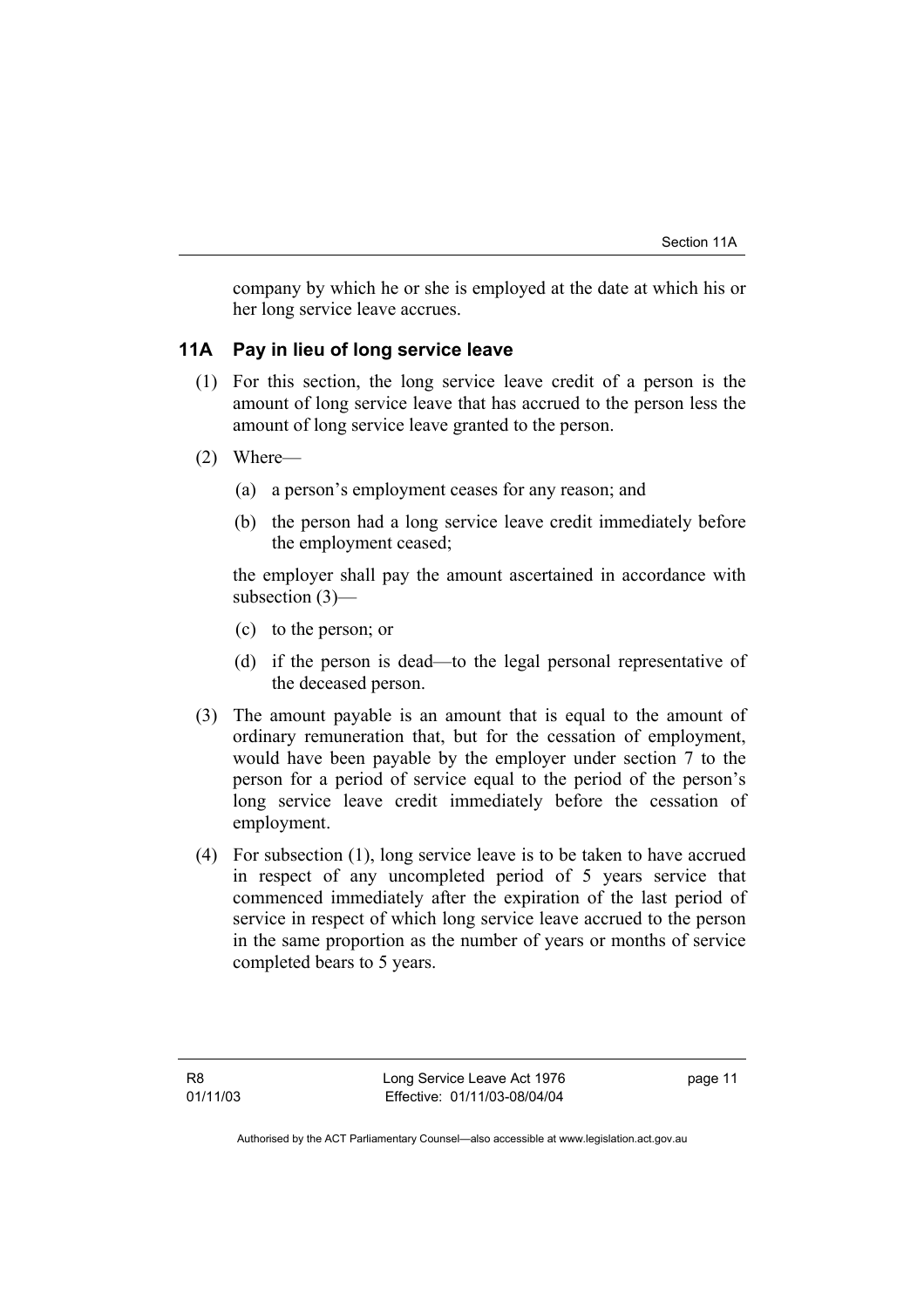company by which he or she is employed at the date at which his or her long service leave accrues.

### 11A Pay in lieu of long service leave

(1) For this section, the long service leave credit of a person is the amount of long service leave that has accrued to the person less the amount of long service leave granted to the person.

(2) Where—

(a) a person's employment ceases for any reason; and

(b) the person had a long service leave credit immediately before the employment ceased;

the employer shall pay the amount ascertained in accordance with subsection (3)—

(c) to the person; or

(d) if the person is dead—to the legal personal representative of the deceased person.

(3) The amount payable is an amount that is equal to the amount of ordinary remuneration that, but for the cessation of employment, would have been payable by the employer under section 7 to the person for a period of service equal to the period of the person's long service leave credit immediately before the cessation of employment.

(4) For subsection (1), long service leave is to be taken to have accrued in respect of any uncompleted period of 5 years service that commenced immediately after the expiration of the last period of service in respect of which long service leave accrued to the person in the same proportion as the number of years or months of service completed bears to 5 years.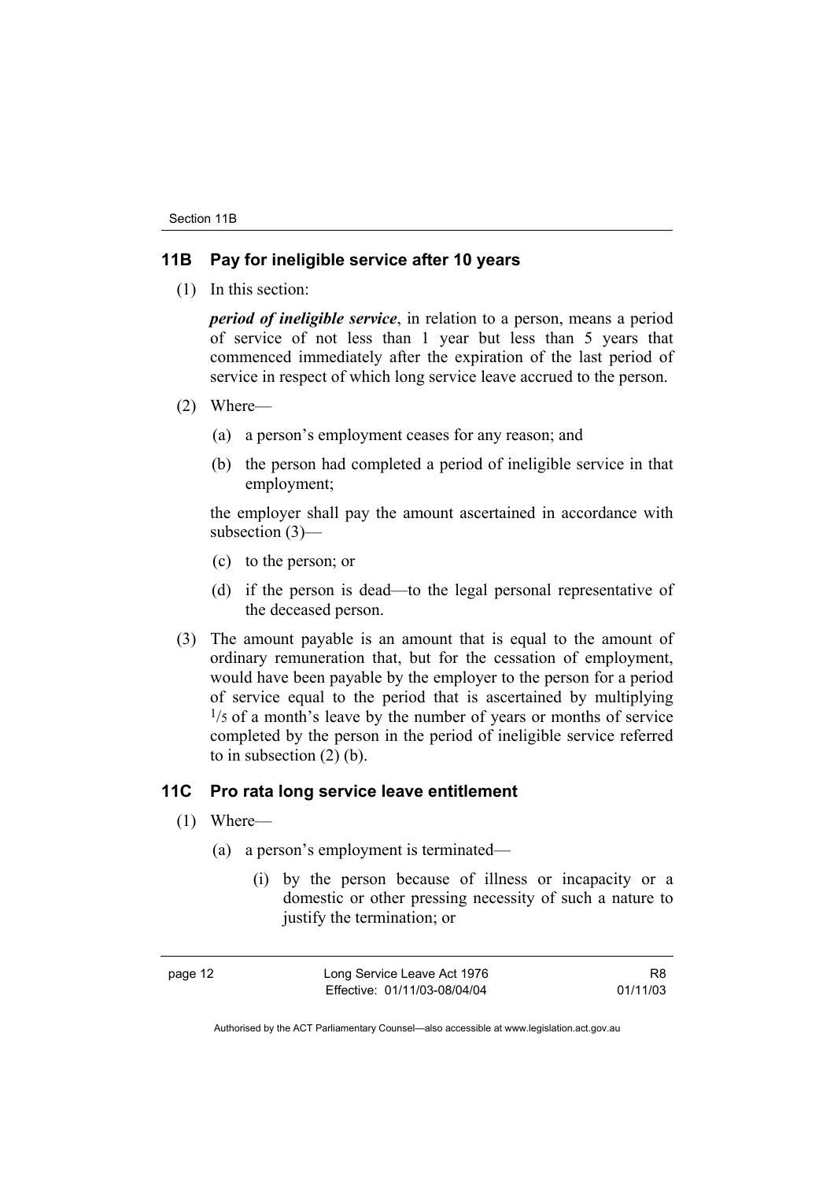## 11B Pay for ineligible service after 10 years

(1) In this section:

***period of ineligible service***, in relation to a person, means a period of service of not less than 1 year but less than 5 years that commenced immediately after the expiration of the last period of service in respect of which long service leave accrued to the person.

(2) Where—

(a) a person's employment ceases for any reason; and

(b) the person had completed a period of ineligible service in that employment;

the employer shall pay the amount ascertained in accordance with subsection (3)—

(c) to the person; or

(d) if the person is dead—to the legal personal representative of the deceased person.

(3) The amount payable is an amount that is equal to the amount of ordinary remuneration that, but for the cessation of employment, would have been payable by the employer to the person for a period of service equal to the period that is ascertained by multiplying $^1/_5$ of a month's leave by the number of years or months of service completed by the person in the period of ineligible service referred to in subsection (2) (b).

## 11C Pro rata long service leave entitlement

(1) Where—

(a) a person's employment is terminated—

(i) by the person because of illness or incapacity or a domestic or other pressing necessity of such a nature to justify the termination; or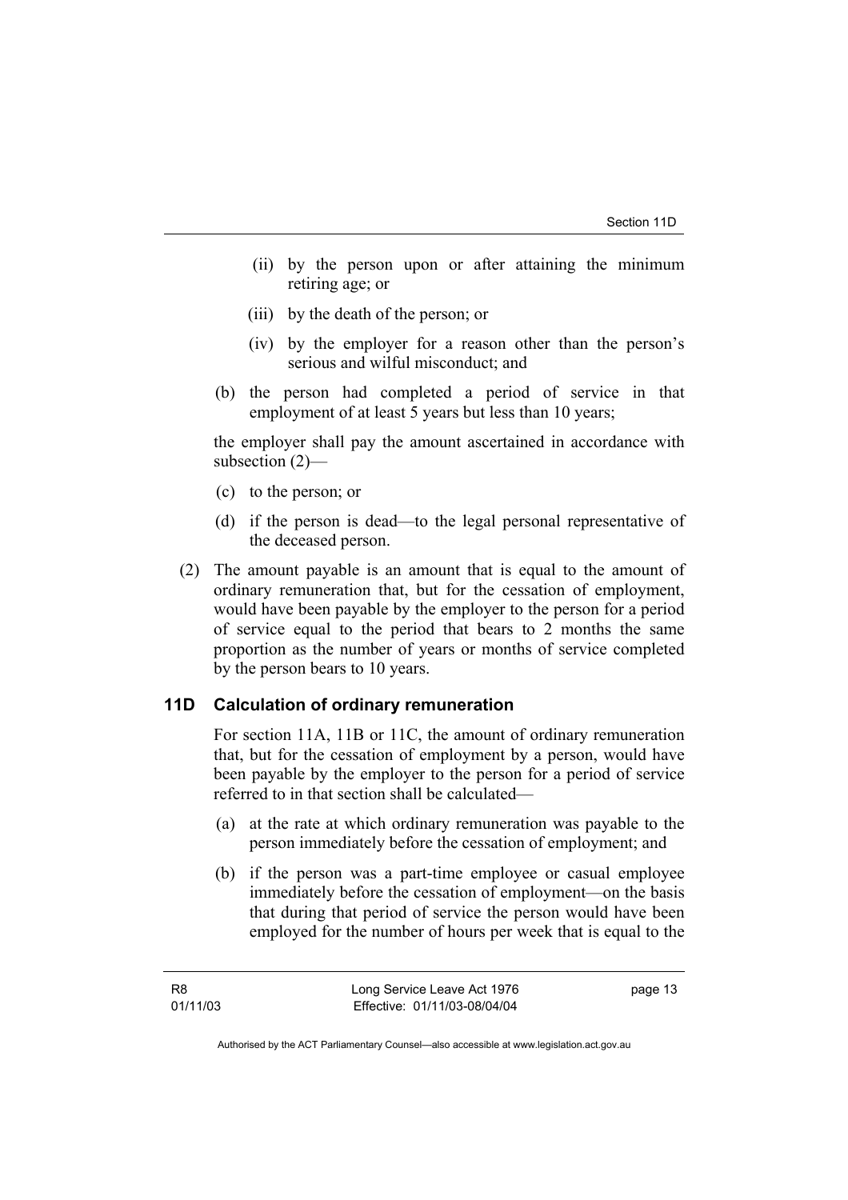(ii) by the person upon or after attaining the minimum retiring age; or

(iii) by the death of the person; or

(iv) by the employer for a reason other than the person's serious and wilful misconduct; and

(b) the person had completed a period of service in that employment of at least 5 years but less than 10 years;

the employer shall pay the amount ascertained in accordance with subsection (2)—

(c) to the person; or

(d) if the person is dead—to the legal personal representative of the deceased person.

(2) The amount payable is an amount that is equal to the amount of ordinary remuneration that, but for the cessation of employment, would have been payable by the employer to the person for a period of service equal to the period that bears to 2 months the same proportion as the number of years or months of service completed by the person bears to 10 years.

## 11D Calculation of ordinary remuneration

For section 11A, 11B or 11C, the amount of ordinary remuneration that, but for the cessation of employment by a person, would have been payable by the employer to the person for a period of service referred to in that section shall be calculated—

(a) at the rate at which ordinary remuneration was payable to the person immediately before the cessation of employment; and

(b) if the person was a part-time employee or casual employee immediately before the cessation of employment—on the basis that during that period of service the person would have been employed for the number of hours per week that is equal to the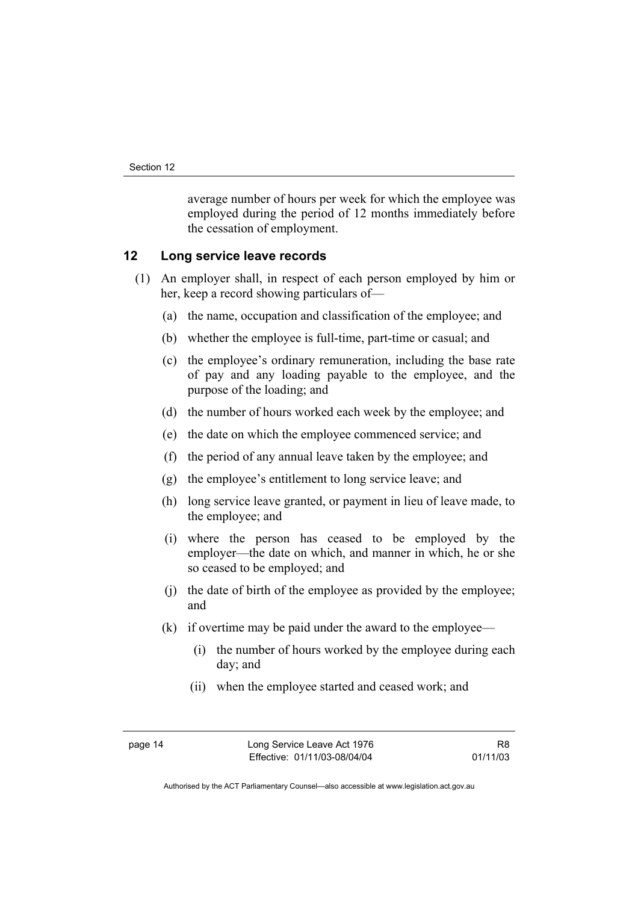average number of hours per week for which the employee was employed during the period of 12 months immediately before the cessation of employment.

## 12 Long service leave records

(1) An employer shall, in respect of each person employed by him or her, keep a record showing particulars of—

(a) the name, occupation and classification of the employee; and

(b) whether the employee is full-time, part-time or casual; and

(c) the employee's ordinary remuneration, including the base rate of pay and any loading payable to the employee, and the purpose of the loading; and

(d) the number of hours worked each week by the employee; and

(e) the date on which the employee commenced service; and

(f) the period of any annual leave taken by the employee; and

(g) the employee's entitlement to long service leave; and

(h) long service leave granted, or payment in lieu of leave made, to the employee; and

(i) where the person has ceased to be employed by the employer—the date on which, and manner in which, he or she so ceased to be employed; and

(j) the date of birth of the employee as provided by the employee; and

(k) if overtime may be paid under the award to the employee—

(i) the number of hours worked by the employee during each day; and

(ii) when the employee started and ceased work; and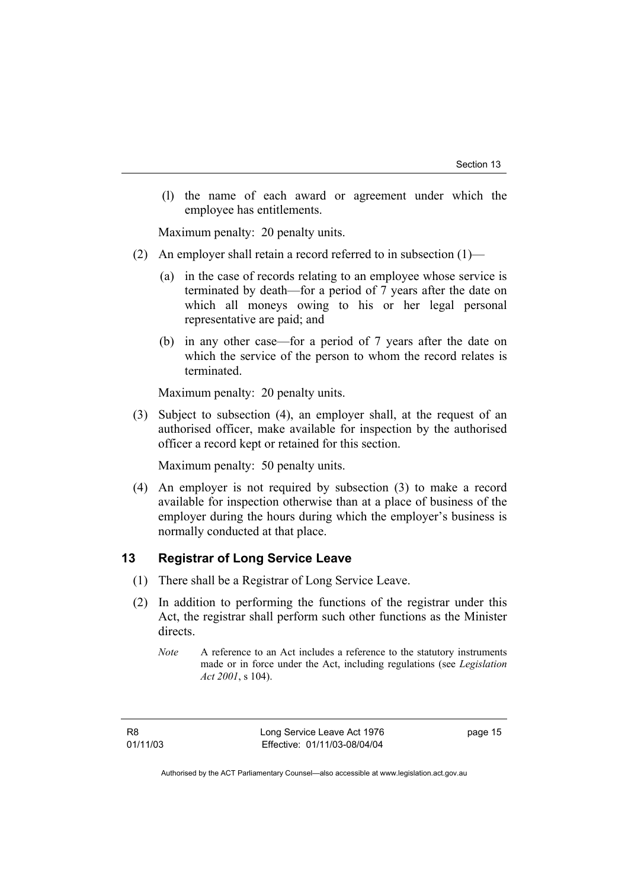(l) the name of each award or agreement under which the employee has entitlements.

Maximum penalty: 20 penalty units.

(2) An employer shall retain a record referred to in subsection (1)—

(a) in the case of records relating to an employee whose service is terminated by death—for a period of 7 years after the date on which all moneys owing to his or her legal personal representative are paid; and

(b) in any other case—for a period of 7 years after the date on which the service of the person to whom the record relates is terminated.

Maximum penalty: 20 penalty units.

(3) Subject to subsection (4), an employer shall, at the request of an authorised officer, make available for inspection by the authorised officer a record kept or retained for this section.

Maximum penalty: 50 penalty units.

(4) An employer is not required by subsection (3) to make a record available for inspection otherwise than at a place of business of the employer during the hours during which the employer's business is normally conducted at that place.

## 13 Registrar of Long Service Leave

(1) There shall be a Registrar of Long Service Leave.

(2) In addition to performing the functions of the registrar under this Act, the registrar shall perform such other functions as the Minister directs.

*Note* A reference to an Act includes a reference to the statutory instruments made or in force under the Act, including regulations (see *Legislation Act 2001*, s 104).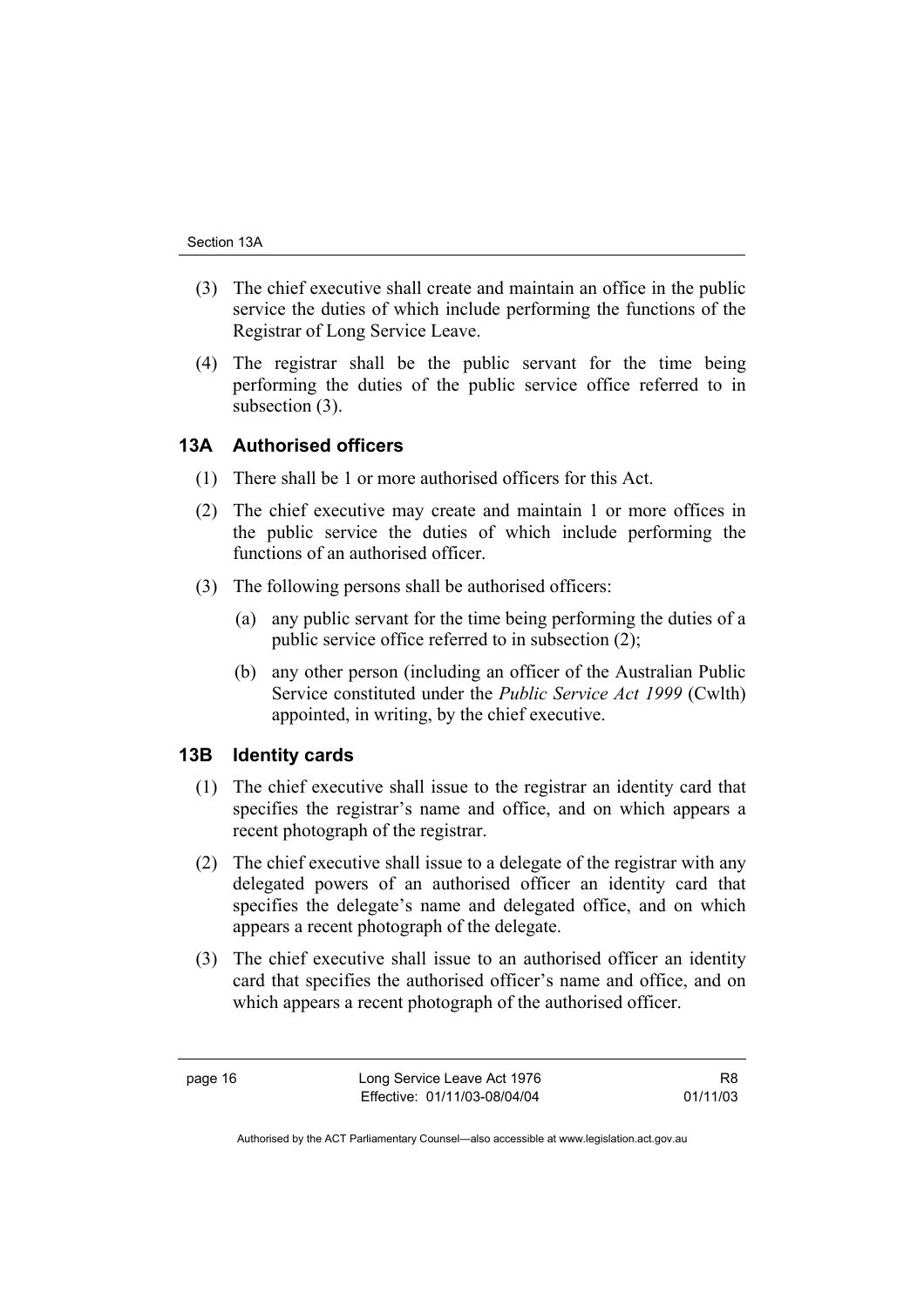(3) The chief executive shall create and maintain an office in the public service the duties of which include performing the functions of the Registrar of Long Service Leave.

(4) The registrar shall be the public servant for the time being performing the duties of the public service office referred to in subsection (3).

### 13A Authorised officers

(1) There shall be 1 or more authorised officers for this Act.

(2) The chief executive may create and maintain 1 or more offices in the public service the duties of which include performing the functions of an authorised officer.

(3) The following persons shall be authorised officers:

(a) any public servant for the time being performing the duties of a public service office referred to in subsection (2);

(b) any other person (including an officer of the Australian Public Service constituted under the *Public Service Act 1999* (Cwlth) appointed, in writing, by the chief executive.

### 13B Identity cards

(1) The chief executive shall issue to the registrar an identity card that specifies the registrar's name and office, and on which appears a recent photograph of the registrar.

(2) The chief executive shall issue to a delegate of the registrar with any delegated powers of an authorised officer an identity card that specifies the delegate's name and delegated office, and on which appears a recent photograph of the delegate.

(3) The chief executive shall issue to an authorised officer an identity card that specifies the authorised officer's name and office, and on which appears a recent photograph of the authorised officer.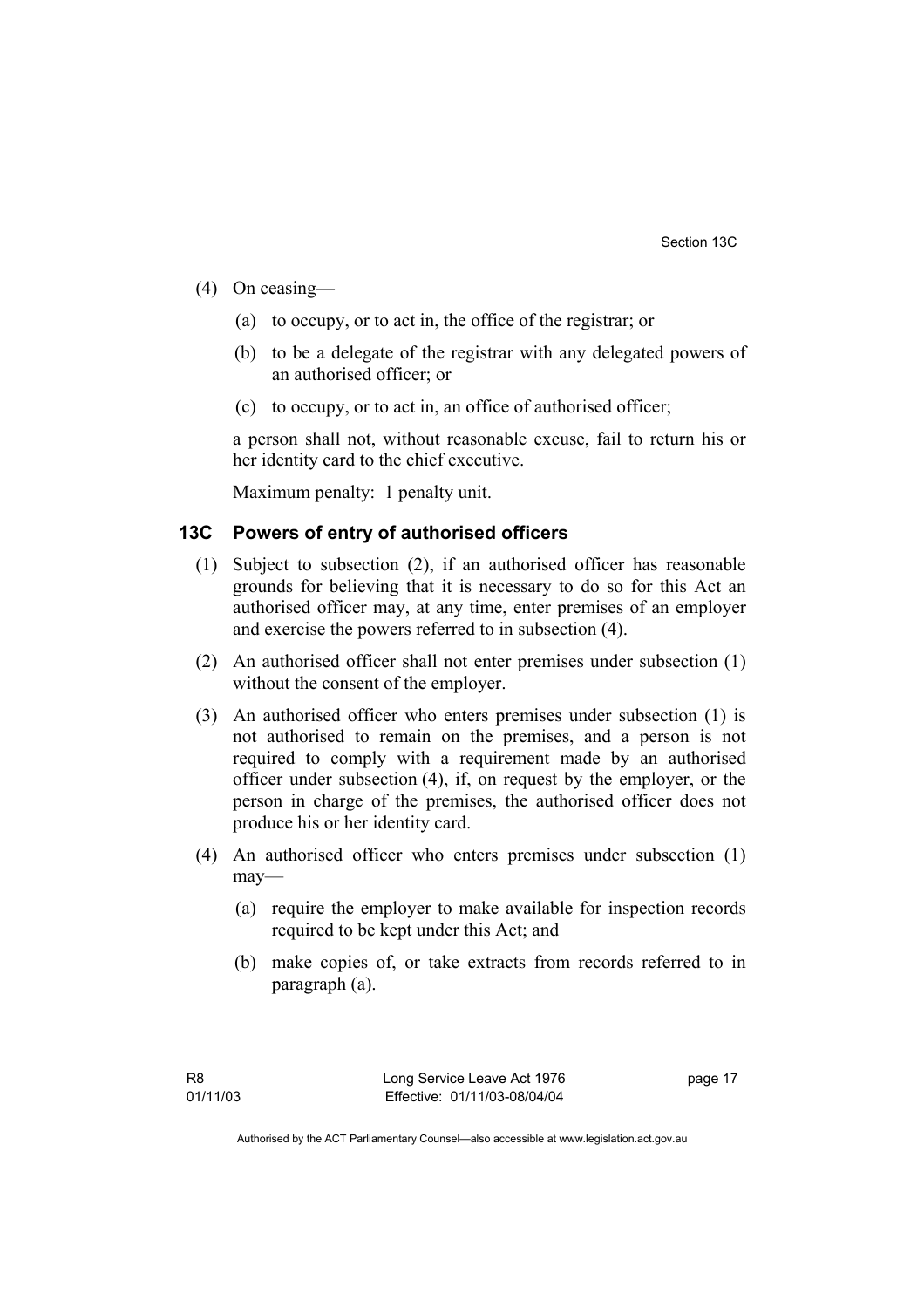(4) On ceasing—

  (a) to occupy, or to act in, the office of the registrar; or

  (b) to be a delegate of the registrar with any delegated powers of an authorised officer; or

  (c) to occupy, or to act in, an office of authorised officer;

a person shall not, without reasonable excuse, fail to return his or her identity card to the chief executive.

Maximum penalty: 1 penalty unit.

### 13C Powers of entry of authorised officers

(1) Subject to subsection (2), if an authorised officer has reasonable grounds for believing that it is necessary to do so for this Act an authorised officer may, at any time, enter premises of an employer and exercise the powers referred to in subsection (4).

(2) An authorised officer shall not enter premises under subsection (1) without the consent of the employer.

(3) An authorised officer who enters premises under subsection (1) is not authorised to remain on the premises, and a person is not required to comply with a requirement made by an authorised officer under subsection (4), if, on request by the employer, or the person in charge of the premises, the authorised officer does not produce his or her identity card.

(4) An authorised officer who enters premises under subsection (1) may—

  (a) require the employer to make available for inspection records required to be kept under this Act; and

  (b) make copies of, or take extracts from records referred to in paragraph (a).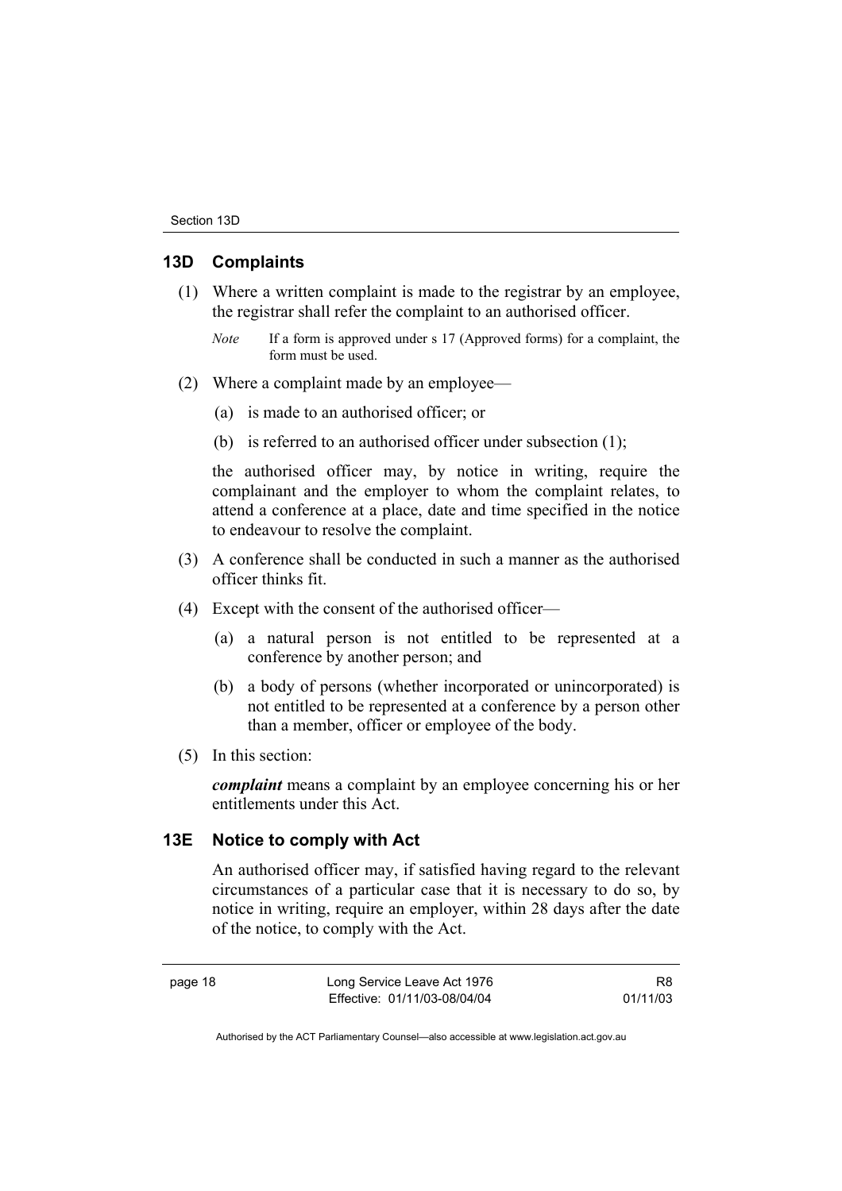## 13D Complaints

(1) Where a written complaint is made to the registrar by an employee, the registrar shall refer the complaint to an authorised officer.

*Note* If a form is approved under s 17 (Approved forms) for a complaint, the form must be used.

(2) Where a complaint made by an employee—

(a) is made to an authorised officer; or

(b) is referred to an authorised officer under subsection (1);

the authorised officer may, by notice in writing, require the complainant and the employer to whom the complaint relates, to attend a conference at a place, date and time specified in the notice to endeavour to resolve the complaint.

(3) A conference shall be conducted in such a manner as the authorised officer thinks fit.

(4) Except with the consent of the authorised officer—

(a) a natural person is not entitled to be represented at a conference by another person; and

(b) a body of persons (whether incorporated or unincorporated) is not entitled to be represented at a conference by a person other than a member, officer or employee of the body.

(5) In this section:

***complaint*** means a complaint by an employee concerning his or her entitlements under this Act.

## 13E Notice to comply with Act

An authorised officer may, if satisfied having regard to the relevant circumstances of a particular case that it is necessary to do so, by notice in writing, require an employer, within 28 days after the date of the notice, to comply with the Act.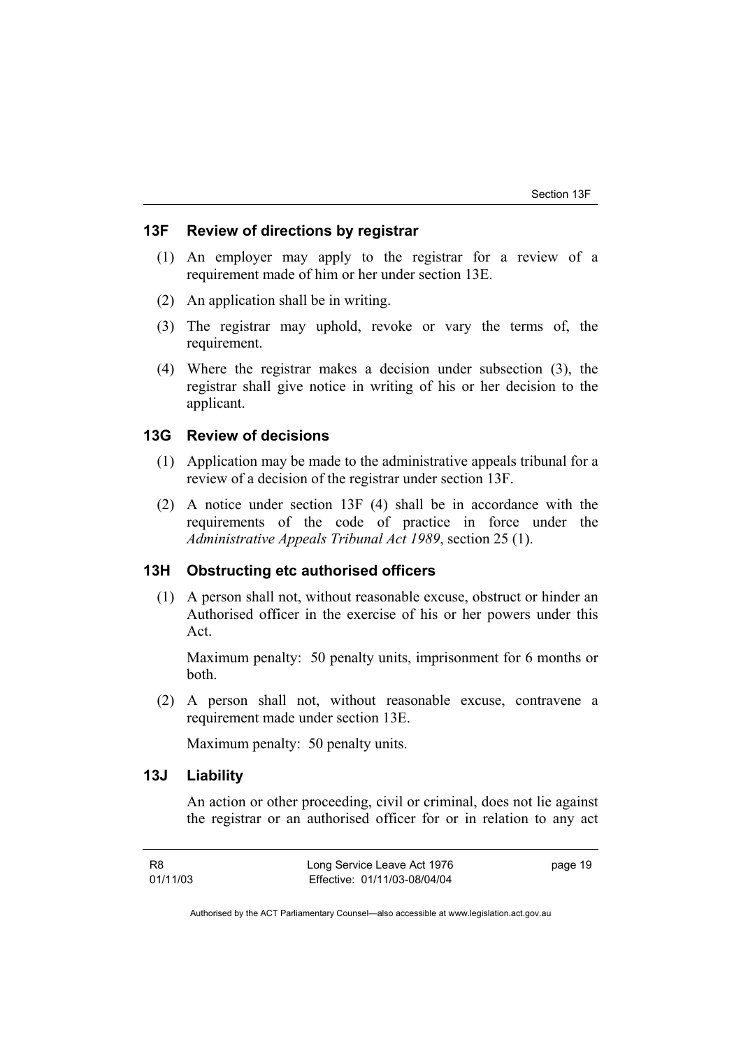## 13F Review of directions by registrar

(1) An employer may apply to the registrar for a review of a requirement made of him or her under section 13E.

(2) An application shall be in writing.

(3) The registrar may uphold, revoke or vary the terms of, the requirement.

(4) Where the registrar makes a decision under subsection (3), the registrar shall give notice in writing of his or her decision to the applicant.

## 13G Review of decisions

(1) Application may be made to the administrative appeals tribunal for a review of a decision of the registrar under section 13F.

(2) A notice under section 13F (4) shall be in accordance with the requirements of the code of practice in force under the *Administrative Appeals Tribunal Act 1989*, section 25 (1).

## 13H Obstructing etc authorised officers

(1) A person shall not, without reasonable excuse, obstruct or hinder an Authorised officer in the exercise of his or her powers under this Act.

Maximum penalty: 50 penalty units, imprisonment for 6 months or both.

(2) A person shall not, without reasonable excuse, contravene a requirement made under section 13E.

Maximum penalty: 50 penalty units.

## 13J Liability

An action or other proceeding, civil or criminal, does not lie against the registrar or an authorised officer for or in relation to any act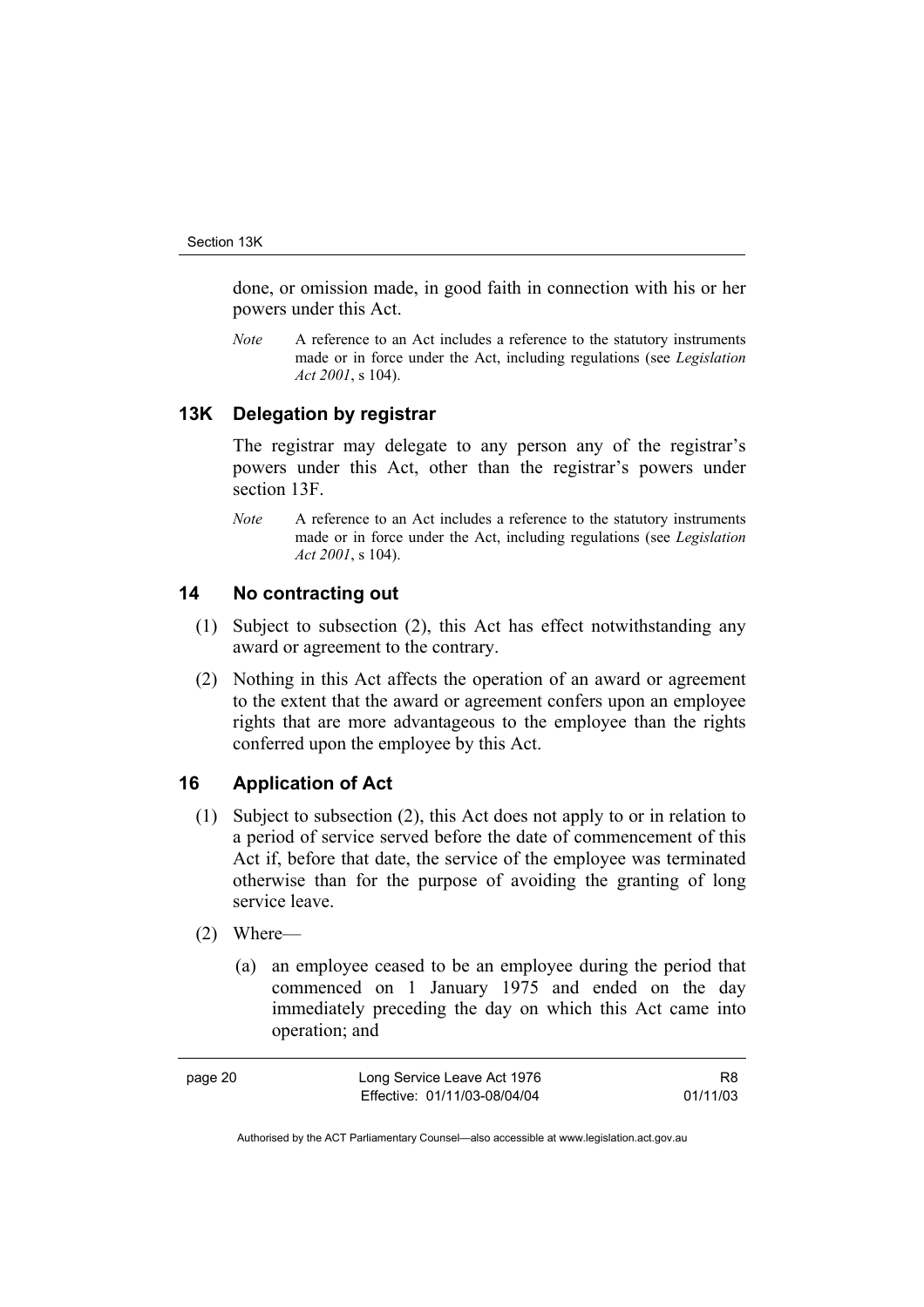done, or omission made, in good faith in connection with his or her powers under this Act.

*Note* A reference to an Act includes a reference to the statutory instruments made or in force under the Act, including regulations (see *Legislation Act 2001*, s 104).

## 13K Delegation by registrar

The registrar may delegate to any person any of the registrar's powers under this Act, other than the registrar's powers under section 13F.

*Note* A reference to an Act includes a reference to the statutory instruments made or in force under the Act, including regulations (see *Legislation Act 2001*, s 104).

## 14 No contracting out

(1) Subject to subsection (2), this Act has effect notwithstanding any award or agreement to the contrary.

(2) Nothing in this Act affects the operation of an award or agreement to the extent that the award or agreement confers upon an employee rights that are more advantageous to the employee than the rights conferred upon the employee by this Act.

## 16 Application of Act

(1) Subject to subsection (2), this Act does not apply to or in relation to a period of service served before the date of commencement of this Act if, before that date, the service of the employee was terminated otherwise than for the purpose of avoiding the granting of long service leave.

(2) Where—

(a) an employee ceased to be an employee during the period that commenced on 1 January 1975 and ended on the day immediately preceding the day on which this Act came into operation; and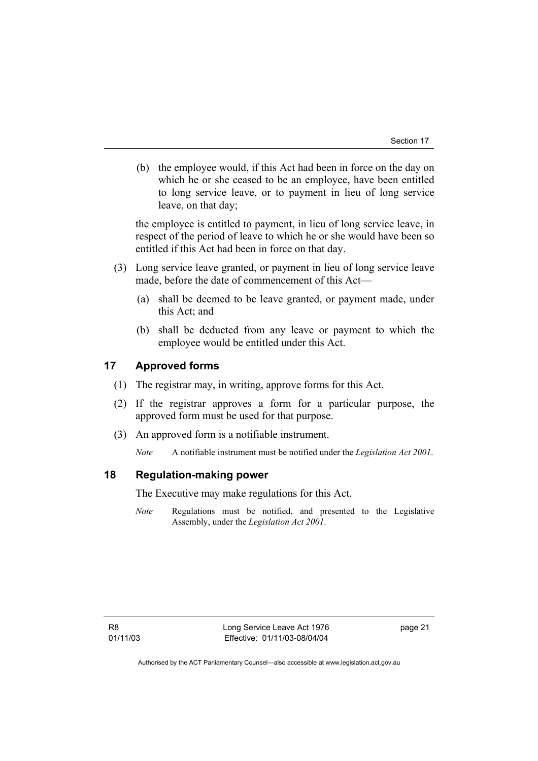(b) the employee would, if this Act had been in force on the day on which he or she ceased to be an employee, have been entitled to long service leave, or to payment in lieu of long service leave, on that day;

the employee is entitled to payment, in lieu of long service leave, in respect of the period of leave to which he or she would have been so entitled if this Act had been in force on that day.

(3) Long service leave granted, or payment in lieu of long service leave made, before the date of commencement of this Act—

(a) shall be deemed to be leave granted, or payment made, under this Act; and

(b) shall be deducted from any leave or payment to which the employee would be entitled under this Act.

## 17 Approved forms

(1) The registrar may, in writing, approve forms for this Act.

(2) If the registrar approves a form for a particular purpose, the approved form must be used for that purpose.

(3) An approved form is a notifiable instrument.

*Note* A notifiable instrument must be notified under the *Legislation Act 2001*.

## 18 Regulation-making power

The Executive may make regulations for this Act.

*Note* Regulations must be notified, and presented to the Legislative Assembly, under the *Legislation Act 2001*.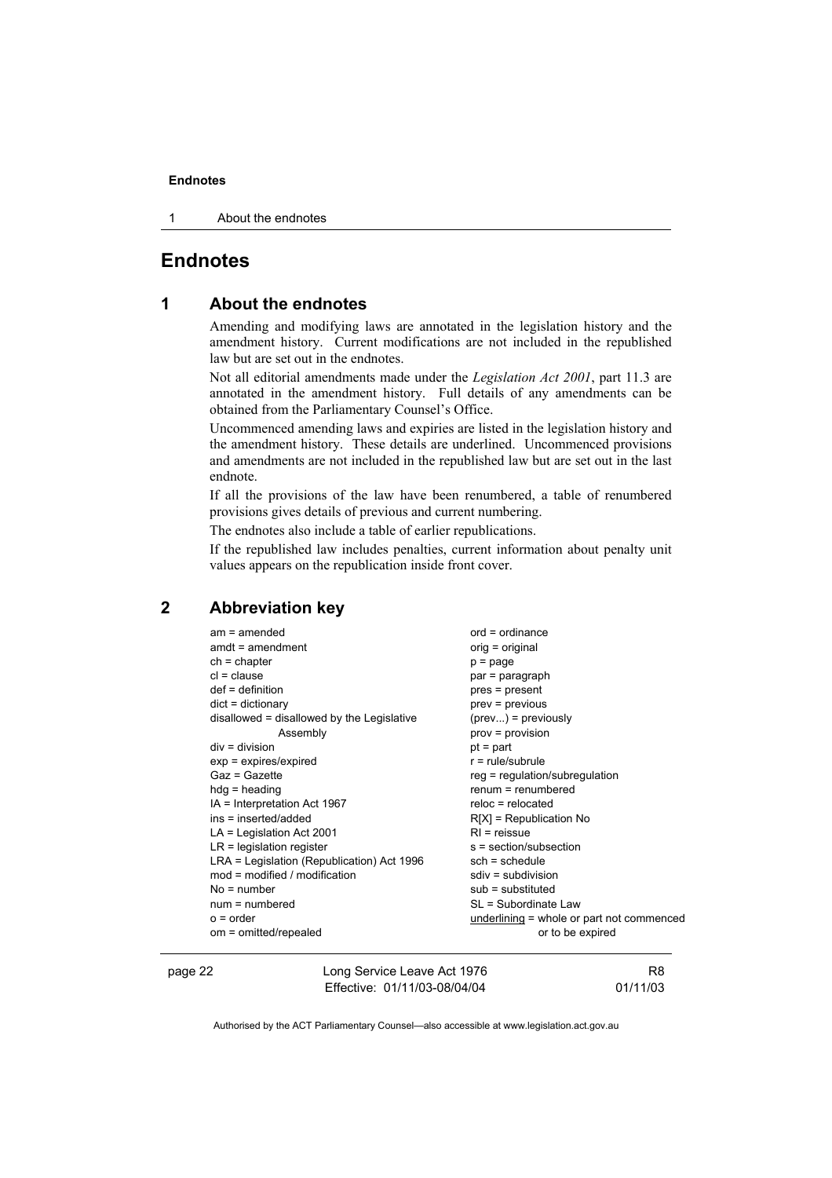# Endnotes

## 1 About the endnotes

Amending and modifying laws are annotated in the legislation history and the amendment history. Current modifications are not included in the republished law but are set out in the endnotes.

Not all editorial amendments made under the *Legislation Act 2001*, part 11.3 are annotated in the amendment history. Full details of any amendments can be obtained from the Parliamentary Counsel's Office.

Uncommenced amending laws and expiries are listed in the legislation history and the amendment history. These details are underlined. Uncommenced provisions and amendments are not included in the republished law but are set out in the last endnote.

If all the provisions of the law have been renumbered, a table of renumbered provisions gives details of previous and current numbering.

The endnotes also include a table of earlier republications.

If the republished law includes penalties, current information about penalty unit values appears on the republication inside front cover.

## 2 Abbreviation key

am = amended
amdt = amendment
ch = chapter
cl = clause
def = definition
dict = dictionary
disallowed = disallowed by the Legislative Assembly
div = division
exp = expires/expired
Gaz = Gazette
hdg = heading
IA = Interpretation Act 1967
ins = inserted/added
LA = Legislation Act 2001
LR = legislation register
LRA = Legislation (Republication) Act 1996
mod = modified / modification
No = number
num = numbered
o = order
om = omitted/repealed
ord = ordinance
orig = original
p = page
par = paragraph
pres = present
prev = previous
(prev...) = previously
prov = provision
pt = part
r = rule/subrule
reg = regulation/subregulation
renum = renumbered
reloc = relocated
R[X] = Republication No
RI = reissue
s = section/subsection
sch = schedule
sdiv = subdivision
sub = substituted
SL = Subordinate Law
underlining = whole or part not commenced or to be expired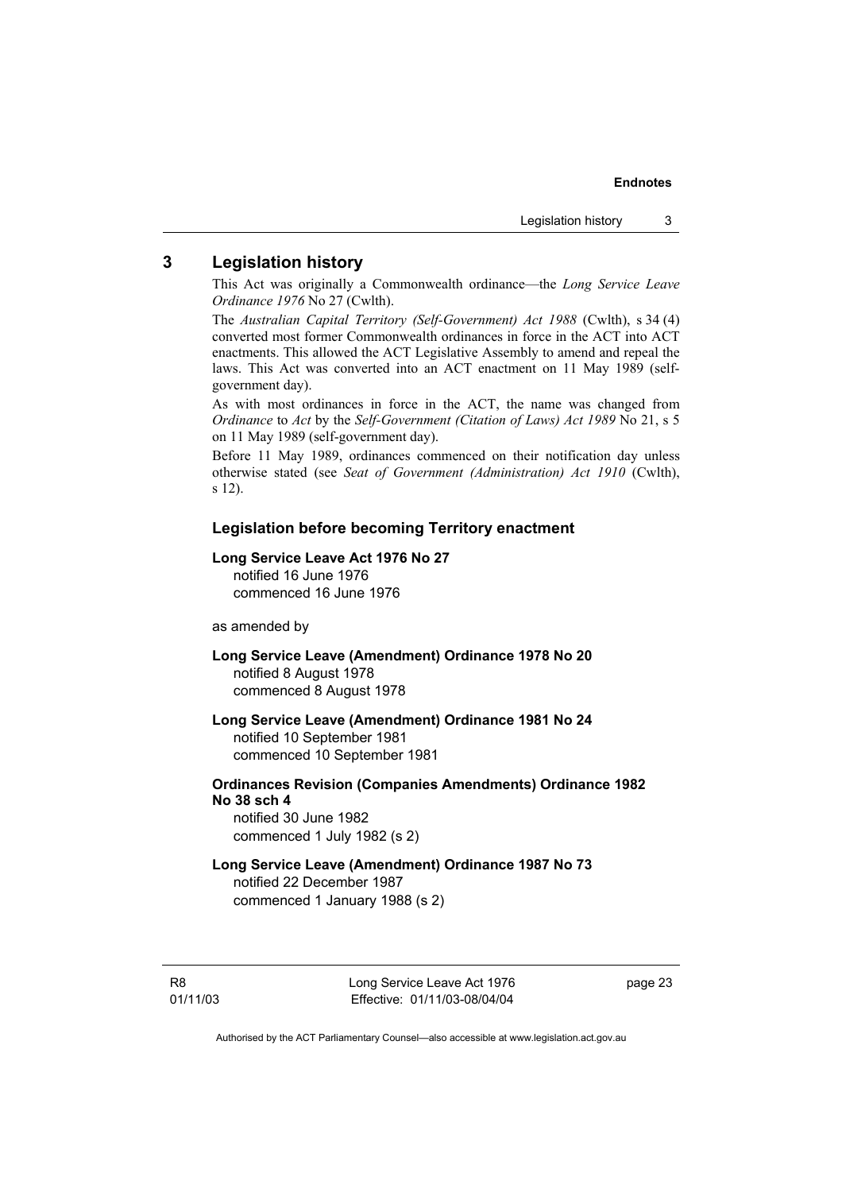## 3 Legislation history

This Act was originally a Commonwealth ordinance—the *Long Service Leave Ordinance 1976* No 27 (Cwlth).

The *Australian Capital Territory (Self-Government) Act 1988* (Cwlth), s 34 (4) converted most former Commonwealth ordinances in force in the ACT into ACT enactments. This allowed the ACT Legislative Assembly to amend and repeal the laws. This Act was converted into an ACT enactment on 11 May 1989 (self-government day).

As with most ordinances in force in the ACT, the name was changed from *Ordinance* to *Act* by the *Self-Government (Citation of Laws) Act 1989* No 21, s 5 on 11 May 1989 (self-government day).

Before 11 May 1989, ordinances commenced on their notification day unless otherwise stated (see *Seat of Government (Administration) Act 1910* (Cwlth), s 12).

### Legislation before becoming Territory enactment

**Long Service Leave Act 1976 No 27**
notified 16 June 1976
commenced 16 June 1976

as amended by

**Long Service Leave (Amendment) Ordinance 1978 No 20**
notified 8 August 1978
commenced 8 August 1978

**Long Service Leave (Amendment) Ordinance 1981 No 24**
notified 10 September 1981
commenced 10 September 1981

**Ordinances Revision (Companies Amendments) Ordinance 1982 No 38 sch 4**
notified 30 June 1982
commenced 1 July 1982 (s 2)

**Long Service Leave (Amendment) Ordinance 1987 No 73**
notified 22 December 1987
commenced 1 January 1988 (s 2)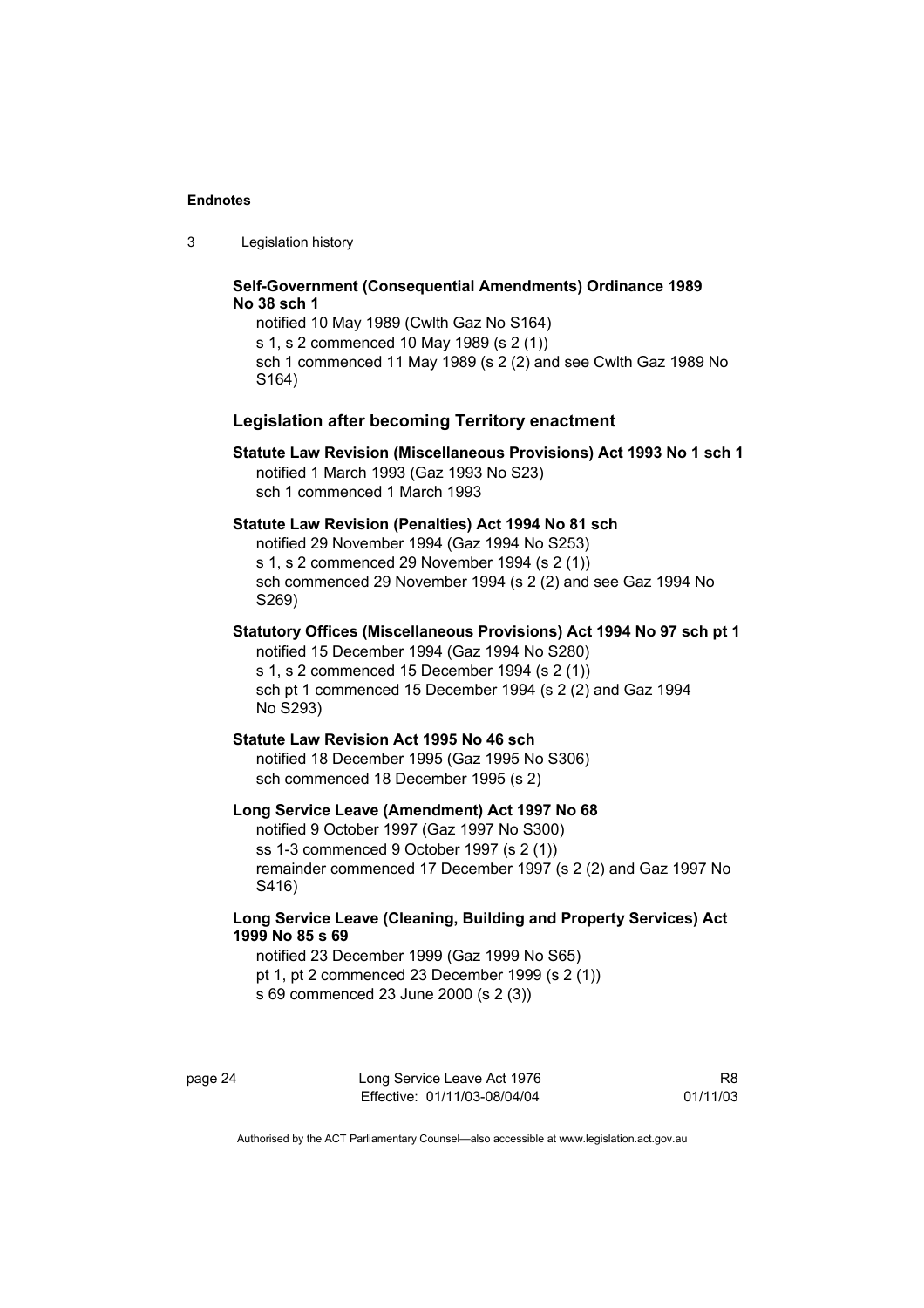**Self-Government (Consequential Amendments) Ordinance 1989 No 38 sch 1**

notified 10 May 1989 (Cwlth Gaz No S164)
s 1, s 2 commenced 10 May 1989 (s 2 (1))
sch 1 commenced 11 May 1989 (s 2 (2) and see Cwlth Gaz 1989 No S164)

## Legislation after becoming Territory enactment

**Statute Law Revision (Miscellaneous Provisions) Act 1993 No 1 sch 1**

notified 1 March 1993 (Gaz 1993 No S23)
sch 1 commenced 1 March 1993

**Statute Law Revision (Penalties) Act 1994 No 81 sch**

notified 29 November 1994 (Gaz 1994 No S253)
s 1, s 2 commenced 29 November 1994 (s 2 (1))
sch commenced 29 November 1994 (s 2 (2) and see Gaz 1994 No S269)

**Statutory Offices (Miscellaneous Provisions) Act 1994 No 97 sch pt 1**

notified 15 December 1994 (Gaz 1994 No S280)
s 1, s 2 commenced 15 December 1994 (s 2 (1))
sch pt 1 commenced 15 December 1994 (s 2 (2) and Gaz 1994 No S293)

**Statute Law Revision Act 1995 No 46 sch**

notified 18 December 1995 (Gaz 1995 No S306)
sch commenced 18 December 1995 (s 2)

**Long Service Leave (Amendment) Act 1997 No 68**

notified 9 October 1997 (Gaz 1997 No S300)
ss 1-3 commenced 9 October 1997 (s 2 (1))
remainder commenced 17 December 1997 (s 2 (2) and Gaz 1997 No S416)

**Long Service Leave (Cleaning, Building and Property Services) Act 1999 No 85 s 69**

notified 23 December 1999 (Gaz 1999 No S65)
pt 1, pt 2 commenced 23 December 1999 (s 2 (1))
s 69 commenced 23 June 2000 (s 2 (3))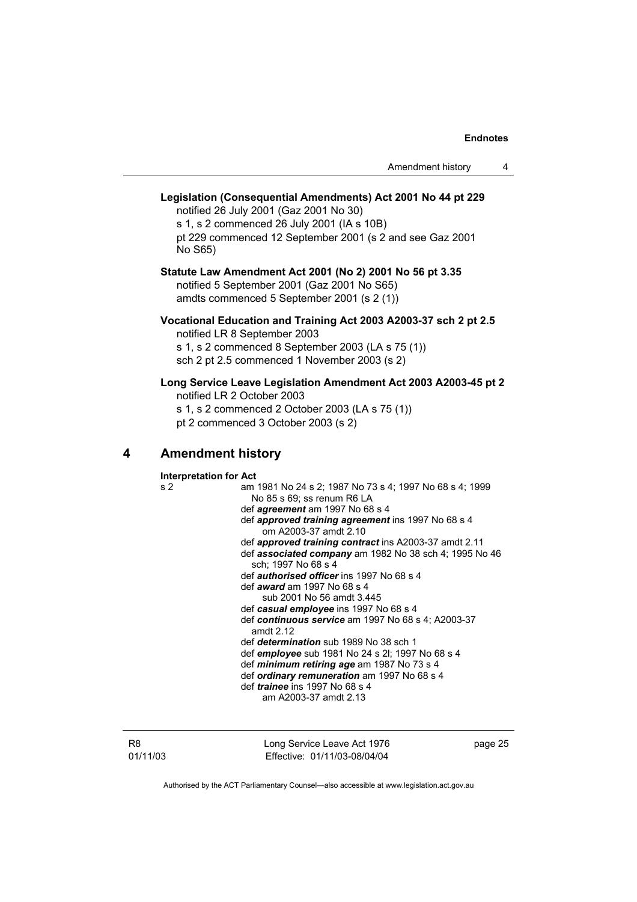**Legislation (Consequential Amendments) Act 2001 No 44 pt 229**
notified 26 July 2001 (Gaz 2001 No 30)
s 1, s 2 commenced 26 July 2001 (IA s 10B)
pt 229 commenced 12 September 2001 (s 2 and see Gaz 2001 No S65)

**Statute Law Amendment Act 2001 (No 2) 2001 No 56 pt 3.35**
notified 5 September 2001 (Gaz 2001 No S65)
amdts commenced 5 September 2001 (s 2 (1))

**Vocational Education and Training Act 2003 A2003-37 sch 2 pt 2.5**
notified LR 8 September 2003
s 1, s 2 commenced 8 September 2003 (LA s 75 (1))
sch 2 pt 2.5 commenced 1 November 2003 (s 2)

**Long Service Leave Legislation Amendment Act 2003 A2003-45 pt 2**
notified LR 2 October 2003
s 1, s 2 commenced 2 October 2003 (LA s 75 (1))
pt 2 commenced 3 October 2003 (s 2)

## 4 Amendment history

**Interpretation for Act**

s 2 am 1981 No 24 s 2; 1987 No 73 s 4; 1997 No 68 s 4; 1999 No 85 s 69; ss renum R6 LA
def ***agreement*** am 1997 No 68 s 4
def ***approved training agreement*** ins 1997 No 68 s 4
om A2003-37 amdt 2.10
def ***approved training contract*** ins A2003-37 amdt 2.11
def ***associated company*** am 1982 No 38 sch 4; 1995 No 46 sch; 1997 No 68 s 4
def ***authorised officer*** ins 1997 No 68 s 4
def ***award*** am 1997 No 68 s 4
sub 2001 No 56 amdt 3.445
def ***casual employee*** ins 1997 No 68 s 4
def ***continuous service*** am 1997 No 68 s 4; A2003-37 amdt 2.12
def ***determination*** sub 1989 No 38 sch 1
def ***employee*** sub 1981 No 24 s 2l; 1997 No 68 s 4
def ***minimum retiring age*** am 1987 No 73 s 4
def ***ordinary remuneration*** am 1997 No 68 s 4
def ***trainee*** ins 1997 No 68 s 4
am A2003-37 amdt 2.13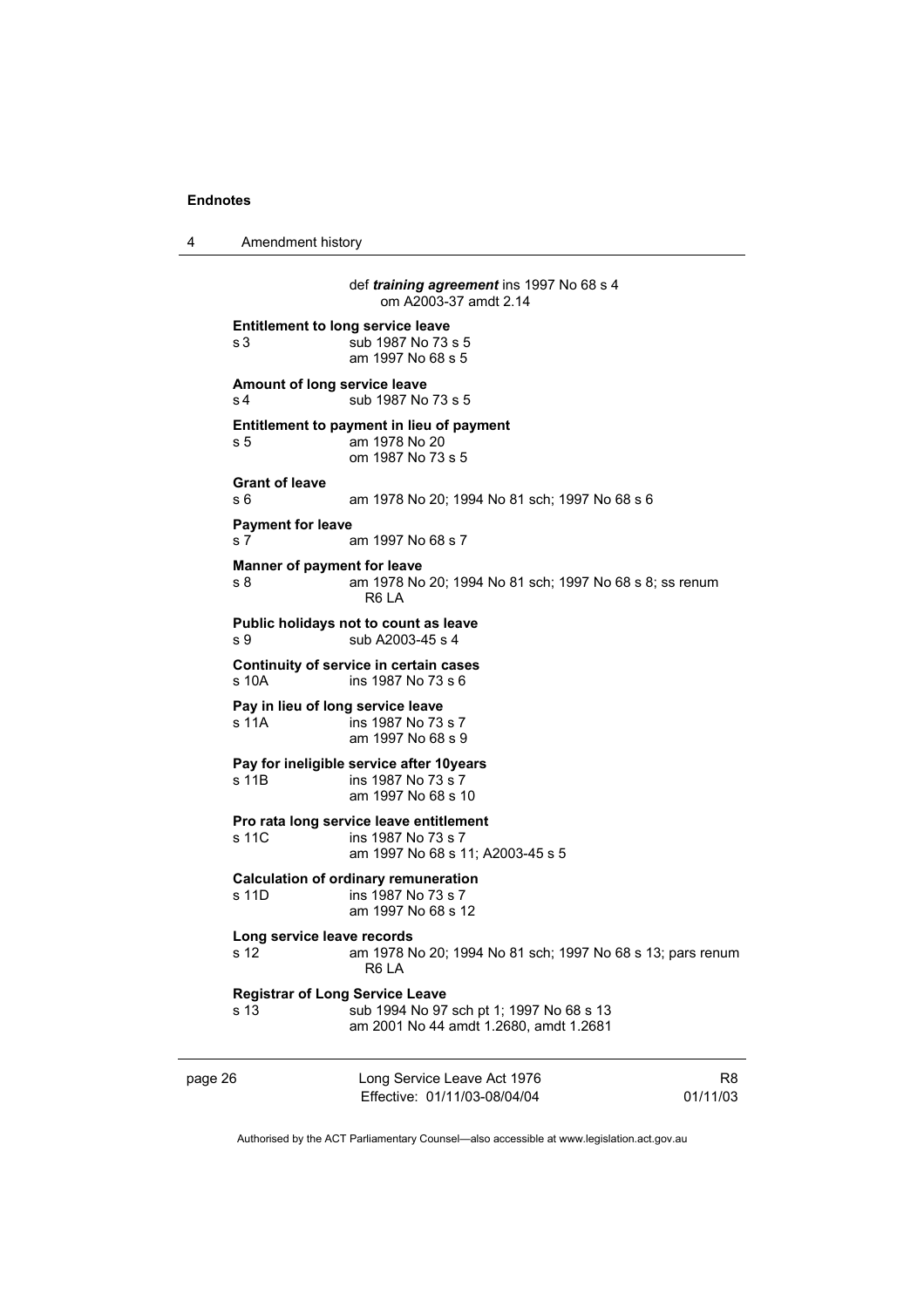def ***training agreement*** ins 1997 No 68 s 4
om A2003-37 amdt 2.14

**Entitlement to long service leave**
s 3 sub 1987 No 73 s 5
am 1997 No 68 s 5

**Amount of long service leave**
s 4 sub 1987 No 73 s 5

**Entitlement to payment in lieu of payment**
s 5 am 1978 No 20
om 1987 No 73 s 5

**Grant of leave**
s 6 am 1978 No 20; 1994 No 81 sch; 1997 No 68 s 6

**Payment for leave**
s 7 am 1997 No 68 s 7

**Manner of payment for leave**
s 8 am 1978 No 20; 1994 No 81 sch; 1997 No 68 s 8; ss renum R6 LA

**Public holidays not to count as leave**
s 9 sub A2003-45 s 4

**Continuity of service in certain cases**
s 10A ins 1987 No 73 s 6

**Pay in lieu of long service leave**
s 11A ins 1987 No 73 s 7
am 1997 No 68 s 9

**Pay for ineligible service after 10years**
s 11B ins 1987 No 73 s 7
am 1997 No 68 s 10

**Pro rata long service leave entitlement**
s 11C ins 1987 No 73 s 7
am 1997 No 68 s 11; A2003-45 s 5

**Calculation of ordinary remuneration**
s 11D ins 1987 No 73 s 7
am 1997 No 68 s 12

**Long service leave records**
s 12 am 1978 No 20; 1994 No 81 sch; 1997 No 68 s 13; pars renum R6 LA

**Registrar of Long Service Leave**
s 13 sub 1994 No 97 sch pt 1; 1997 No 68 s 13
am 2001 No 44 amdt 1.2680, amdt 1.2681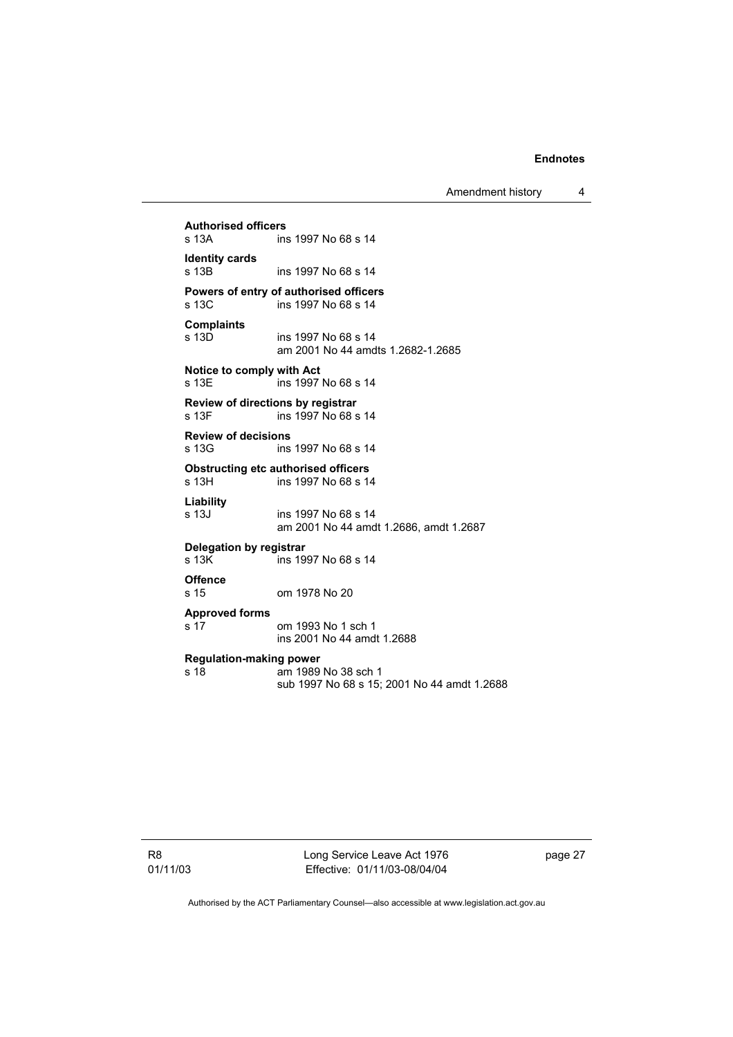**Authorised officers**
s 13A ins 1997 No 68 s 14

**Identity cards**
s 13B ins 1997 No 68 s 14

**Powers of entry of authorised officers**
s 13C ins 1997 No 68 s 14

**Complaints**
s 13D ins 1997 No 68 s 14
am 2001 No 44 amdts 1.2682-1.2685

**Notice to comply with Act**
s 13E ins 1997 No 68 s 14

**Review of directions by registrar**
s 13F ins 1997 No 68 s 14

**Review of decisions**
s 13G ins 1997 No 68 s 14

**Obstructing etc authorised officers**
s 13H ins 1997 No 68 s 14

**Liability**
s 13J ins 1997 No 68 s 14
am 2001 No 44 amdt 1.2686, amdt 1.2687

**Delegation by registrar**
s 13K ins 1997 No 68 s 14

**Offence**
s 15 om 1978 No 20

**Approved forms**
s 17 om 1993 No 1 sch 1
ins 2001 No 44 amdt 1.2688

**Regulation-making power**
s 18 am 1989 No 38 sch 1
sub 1997 No 68 s 15; 2001 No 44 amdt 1.2688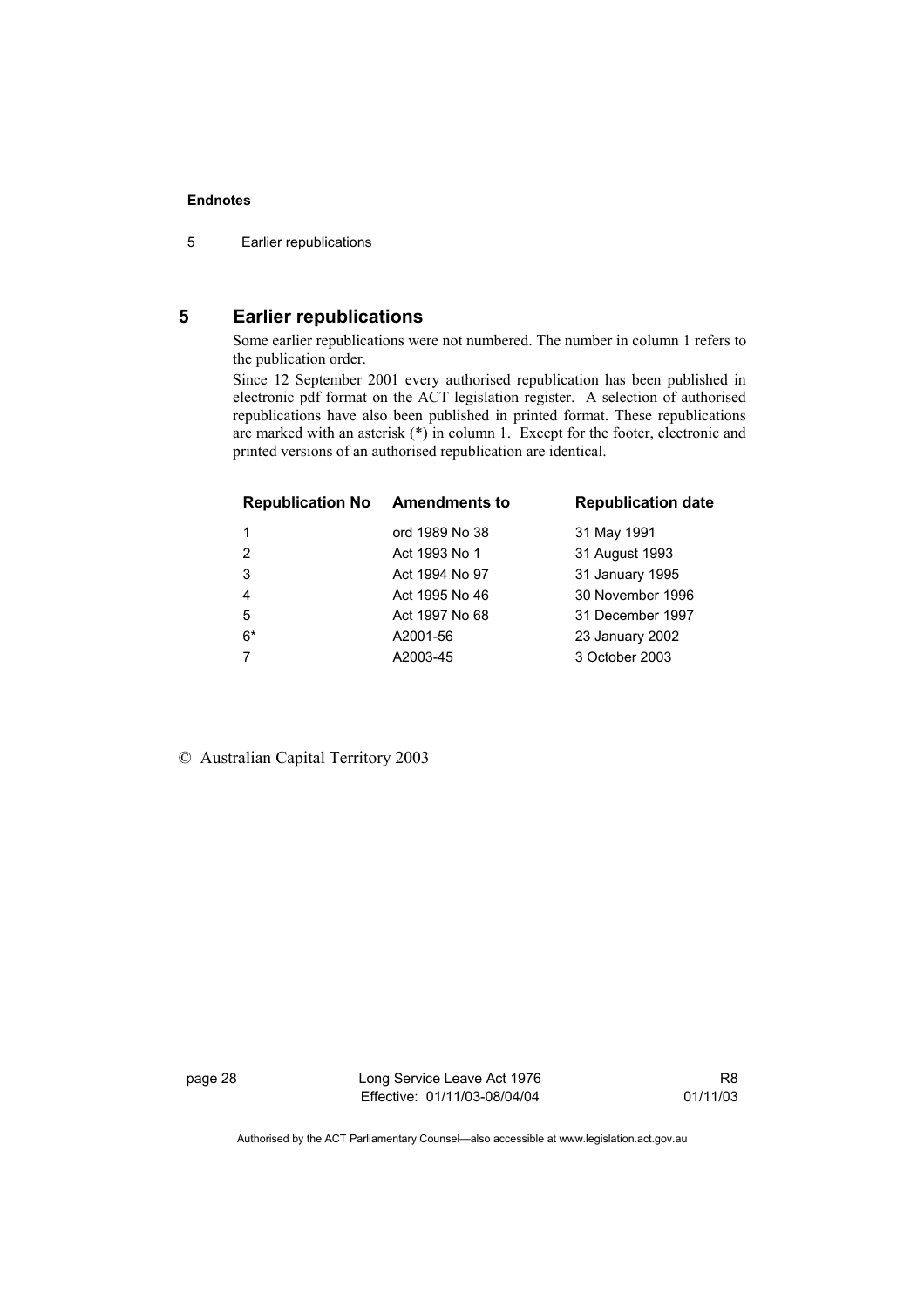## 5 Earlier republications

Some earlier republications were not numbered. The number in column 1 refers to the publication order.

Since 12 September 2001 every authorised republication has been published in electronic pdf format on the ACT legislation register. A selection of authorised republications have also been published in printed format. These republications are marked with an asterisk (*) in column 1. Except for the footer, electronic and printed versions of an authorised republication are identical.

| Republication No | Amendments to | Republication date |
| --- | --- | --- |
| 1 | ord 1989 No 38 | 31 May 1991 |
| 2 | Act 1993 No 1 | 31 August 1993 |
| 3 | Act 1994 No 97 | 31 January 1995 |
| 4 | Act 1995 No 46 | 30 November 1996 |
| 5 | Act 1997 No 68 | 31 December 1997 |
| 6* | A2001-56 | 23 January 2002 |
| 7 | A2003-45 | 3 October 2003 |

© Australian Capital Territory 2003